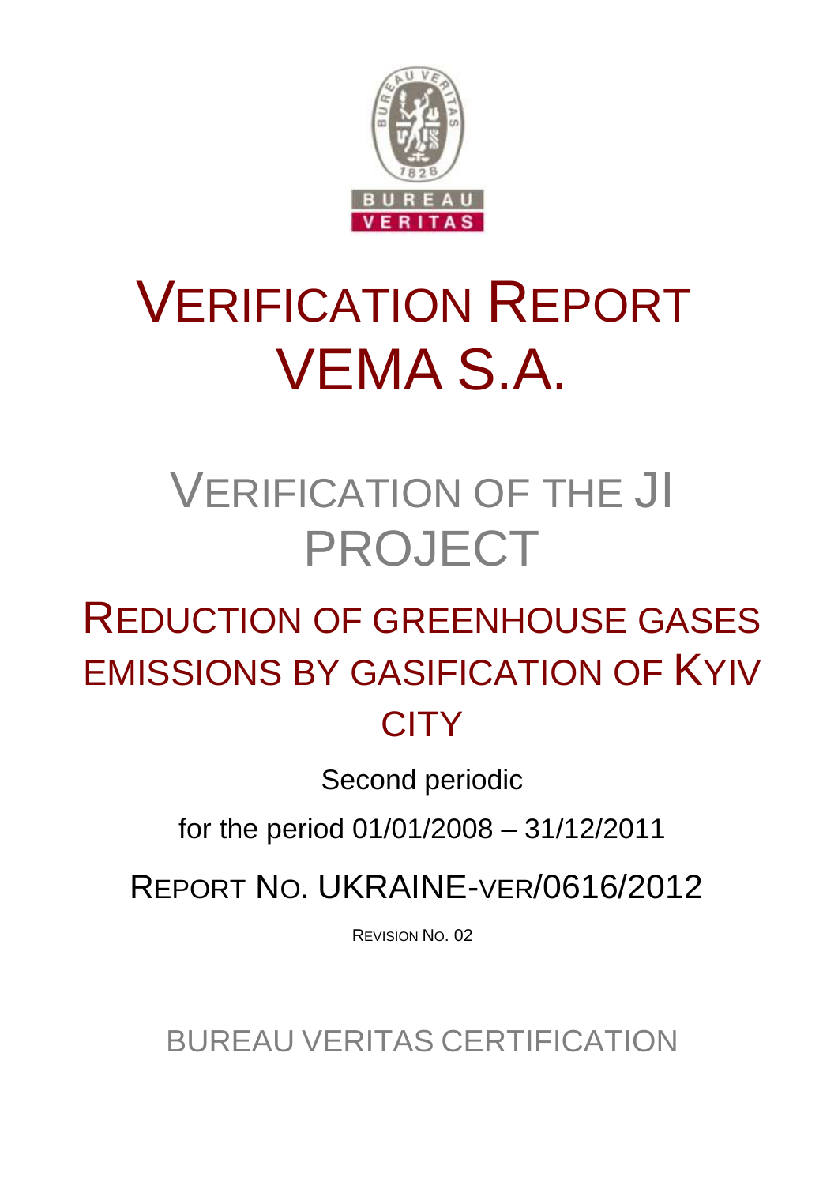# VERIFICATION REPORT VEMA S.A.

## VERIFICATION OF THE JI PROJECT

## REDUCTION OF GREENHOUSE GASES EMISSIONS BY GASIFICATION OF KYIV CITY

Second periodic

for the period 01/01/2008 – 31/12/2011

REPORT NO. UKRAINE-VER/0616/2012

REVISION NO. 02

BUREAU VERITAS CERTIFICATION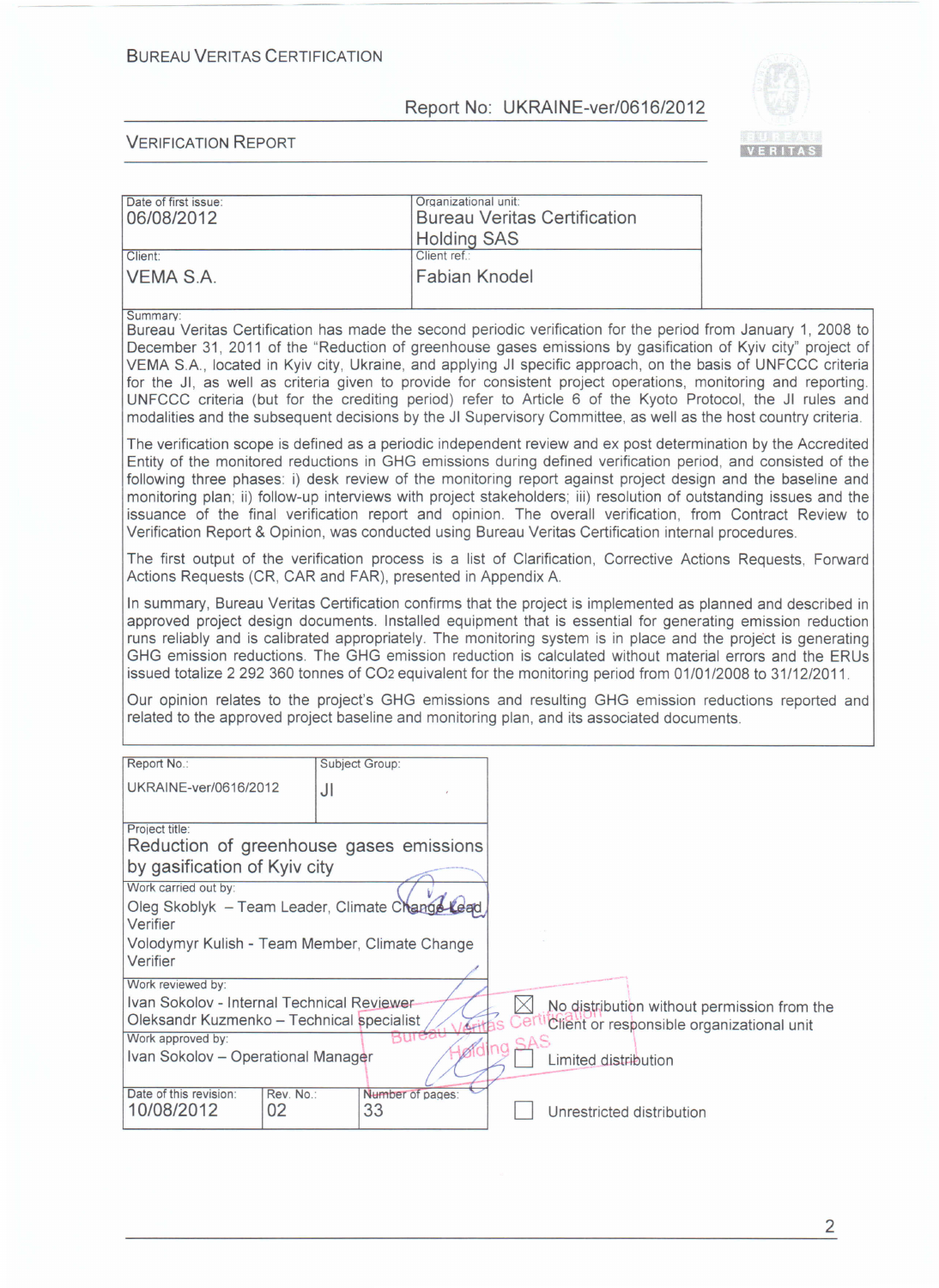BUREAU VERITAS CERTIFICATION

Report No: UKRAINE-ver/0616/2012

VERIFICATION REPORT

| Date of first issue: | Organizational unit: |
|---|---|
| 06/08/2012 | Bureau Veritas Certification Holding SAS |
| Client: VEMA S.A. | Client ref.: Fabian Knodel |

Summary:

Bureau Veritas Certification has made the second periodic verification for the period from January 1, 2008 to December 31, 2011 of the "Reduction of greenhouse gases emissions by gasification of Kyiv city" project of VEMA S.A., located in Kyiv city, Ukraine, and applying JI specific approach, on the basis of UNFCCC criteria for the JI, as well as criteria given to provide for consistent project operations, monitoring and reporting. UNFCCC criteria (but for the crediting period) refer to Article 6 of the Kyoto Protocol, the JI rules and modalities and the subsequent decisions by the JI Supervisory Committee, as well as the host country criteria.

The verification scope is defined as a periodic independent review and ex post determination by the Accredited Entity of the monitored reductions in GHG emissions during defined verification period, and consisted of the following three phases: i) desk review of the monitoring report against project design and the baseline and monitoring plan; ii) follow-up interviews with project stakeholders; iii) resolution of outstanding issues and the issuance of the final verification report and opinion. The overall verification, from Contract Review to Verification Report & Opinion, was conducted using Bureau Veritas Certification internal procedures.

The first output of the verification process is a list of Clarification, Corrective Actions Requests, Forward Actions Requests (CR, CAR and FAR), presented in Appendix A.

In summary, Bureau Veritas Certification confirms that the project is implemented as planned and described in approved project design documents. Installed equipment that is essential for generating emission reduction runs reliably and is calibrated appropriately. The monitoring system is in place and the project is generating GHG emission reductions. The GHG emission reduction is calculated without material errors and the ERUs issued totalize 2 292 360 tonnes of $CO_2$ equivalent for the monitoring period from 01/01/2008 to 31/12/2011.

Our opinion relates to the project's GHG emissions and resulting GHG emission reductions reported and related to the approved project baseline and monitoring plan, and its associated documents.

| Report No.: | Subject Group: |
|---|---|
| UKRAINE-ver/0616/2012 | JI |

Project title:
Reduction of greenhouse gases emissions by gasification of Kyiv city

Work carried out by:
Oleg Skoblyk – Team Leader, Climate Change Lead Verifier
Volodymyr Kulish - Team Member, Climate Change Verifier

Work reviewed by:
Ivan Sokolov - Internal Technical Reviewer
Oleksandr Kuzmenko – Technical specialist

Work approved by:
Ivan Sokolov – Operational Manager

| Date of this revision: | Rev. No.: | Number of pages: |
|---|---|---|
| 10/08/2012 | 02 | 33 |

- [x] No distribution without permission from the Client or responsible organizational unit
- [ ] Limited distribution
- [ ] Unrestricted distribution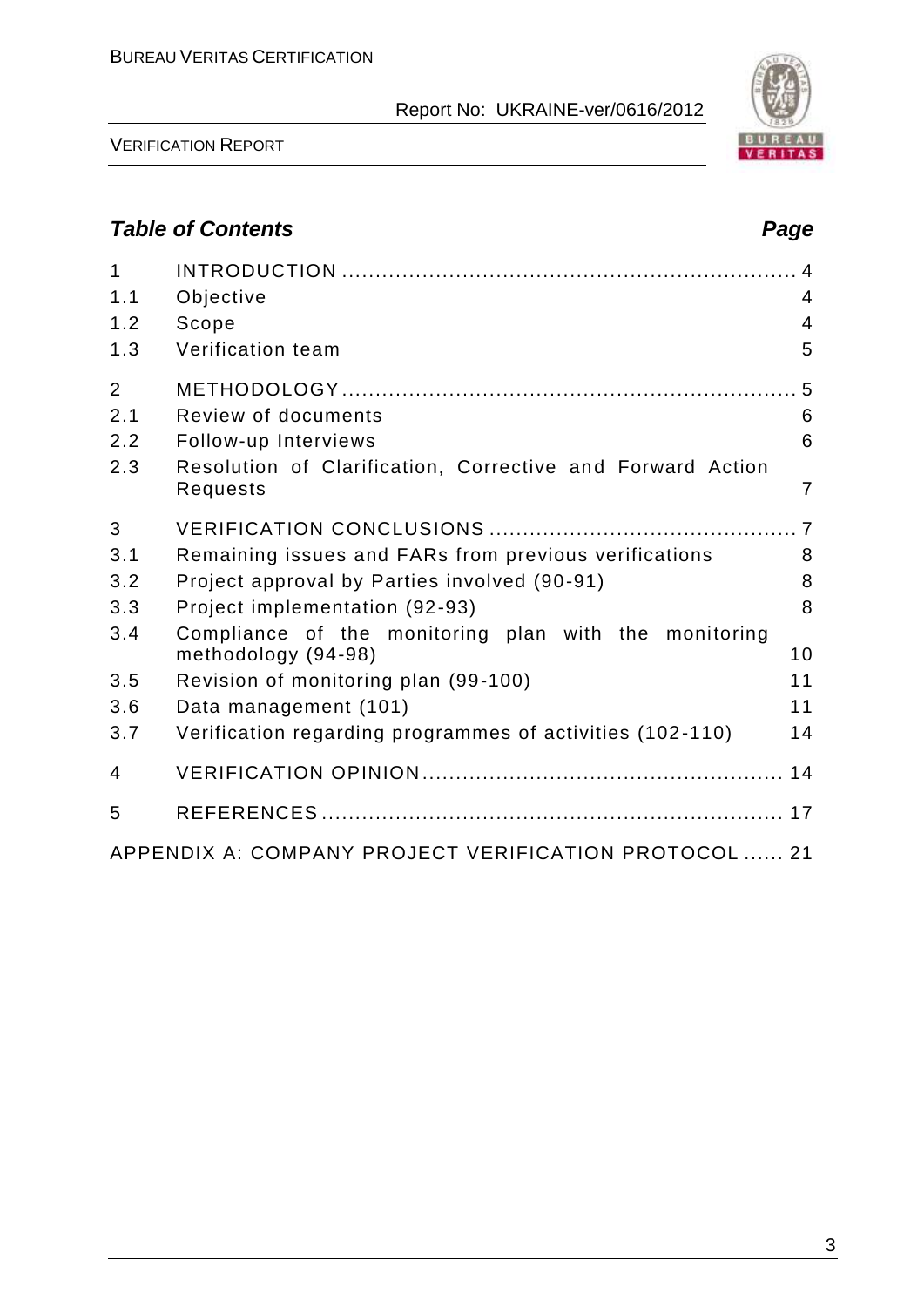## Table of Contents

| | | Page |
|---|---|---|
| 1 | INTRODUCTION | 4 |
| 1.1 | Objective | 4 |
| 1.2 | Scope | 4 |
| 1.3 | Verification team | 5 |
| 2 | METHODOLOGY | 5 |
| 2.1 | Review of documents | 6 |
| 2.2 | Follow-up Interviews | 6 |
| 2.3 | Resolution of Clarification, Corrective and Forward Action Requests | 7 |
| 3 | VERIFICATION CONCLUSIONS | 7 |
| 3.1 | Remaining issues and FARs from previous verifications | 8 |
| 3.2 | Project approval by Parties involved (90-91) | 8 |
| 3.3 | Project implementation (92-93) | 8 |
| 3.4 | Compliance of the monitoring plan with the monitoring methodology (94-98) | 10 |
| 3.5 | Revision of monitoring plan (99-100) | 11 |
| 3.6 | Data management (101) | 11 |
| 3.7 | Verification regarding programmes of activities (102-110) | 14 |
| 4 | VERIFICATION OPINION | 14 |
| 5 | REFERENCES | 17 |
| | APPENDIX A: COMPANY PROJECT VERIFICATION PROTOCOL | 21 |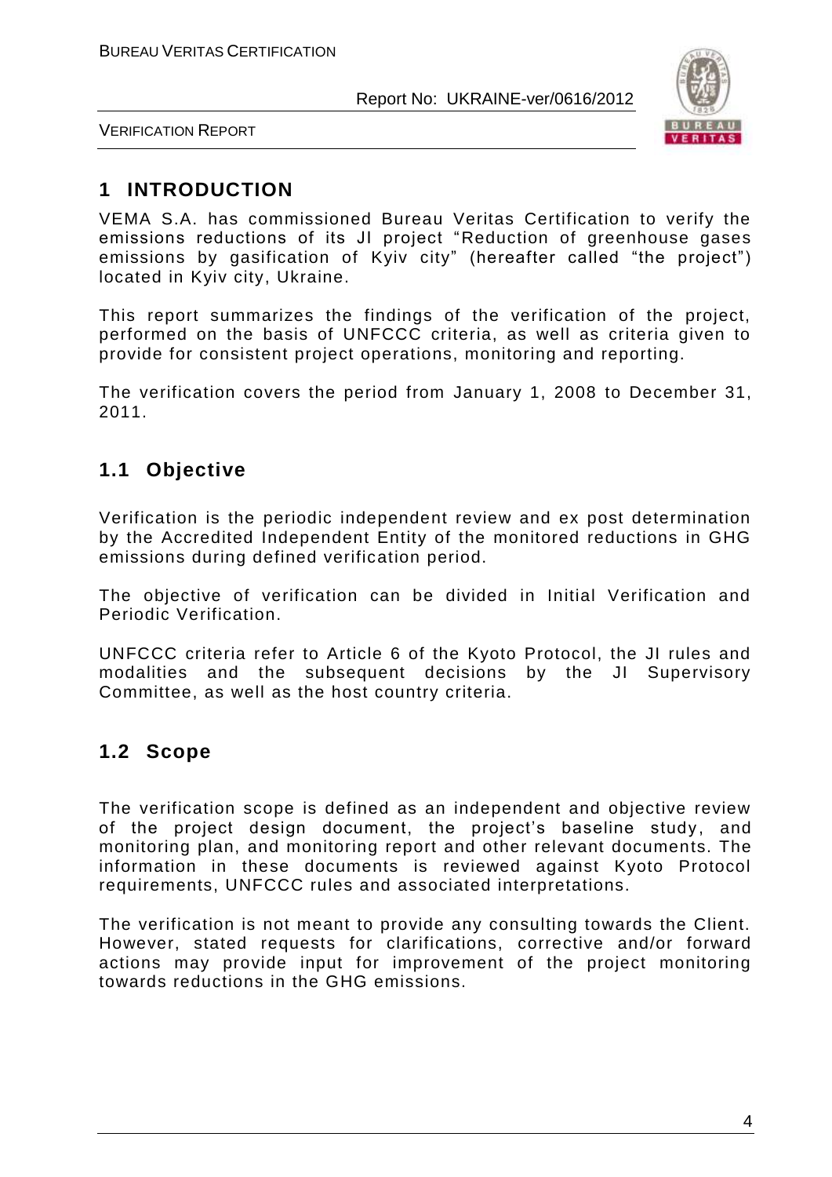# 1 INTRODUCTION

VEMA S.A. has commissioned Bureau Veritas Certification to verify the emissions reductions of its JI project "Reduction of greenhouse gases emissions by gasification of Kyiv city" (hereafter called "the project") located in Kyiv city, Ukraine.

This report summarizes the findings of the verification of the project, performed on the basis of UNFCCC criteria, as well as criteria given to provide for consistent project operations, monitoring and reporting.

The verification covers the period from January 1, 2008 to December 31, 2011.

## 1.1 Objective

Verification is the periodic independent review and ex post determination by the Accredited Independent Entity of the monitored reductions in GHG emissions during defined verification period.

The objective of verification can be divided in Initial Verification and Periodic Verification.

UNFCCC criteria refer to Article 6 of the Kyoto Protocol, the JI rules and modalities and the subsequent decisions by the JI Supervisory Committee, as well as the host country criteria.

## 1.2 Scope

The verification scope is defined as an independent and objective review of the project design document, the project's baseline study, and monitoring plan, and monitoring report and other relevant documents. The information in these documents is reviewed against Kyoto Protocol requirements, UNFCCC rules and associated interpretations.

The verification is not meant to provide any consulting towards the Client. However, stated requests for clarifications, corrective and/or forward actions may provide input for improvement of the project monitoring towards reductions in the GHG emissions.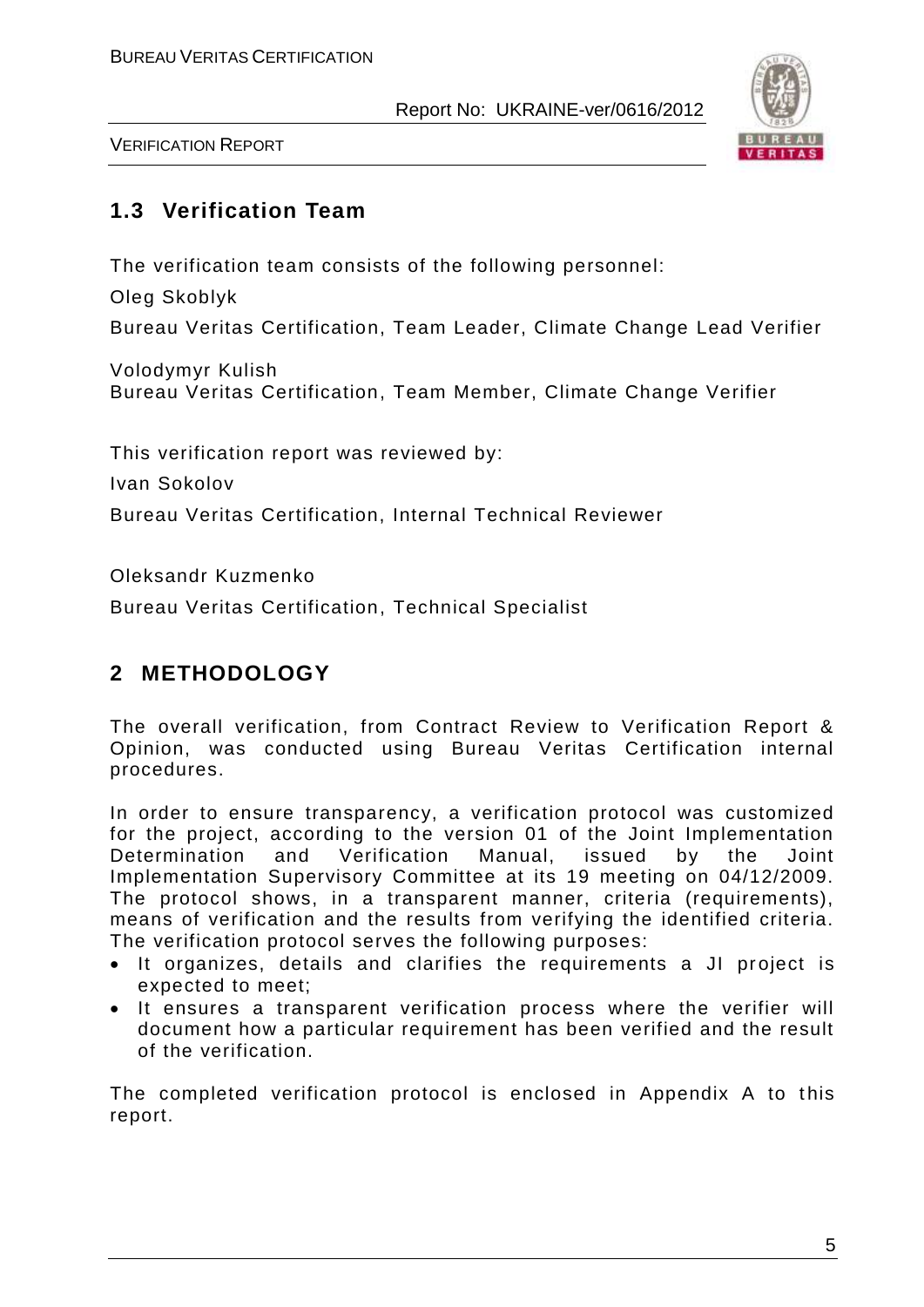## 1.3 Verification Team

The verification team consists of the following personnel:

Oleg Skoblyk

Bureau Veritas Certification, Team Leader, Climate Change Lead Verifier

Volodymyr Kulish
Bureau Veritas Certification, Team Member, Climate Change Verifier

This verification report was reviewed by:

Ivan Sokolov

Bureau Veritas Certification, Internal Technical Reviewer

Oleksandr Kuzmenko

Bureau Veritas Certification, Technical Specialist

# 2 METHODOLOGY

The overall verification, from Contract Review to Verification Report & Opinion, was conducted using Bureau Veritas Certification internal procedures.

In order to ensure transparency, a verification protocol was customized for the project, according to the version 01 of the Joint Implementation Determination and Verification Manual, issued by the Joint Implementation Supervisory Committee at its 19 meeting on 04/12/2009. The protocol shows, in a transparent manner, criteria (requirements), means of verification and the results from verifying the identified criteria. The verification protocol serves the following purposes:

- It organizes, details and clarifies the requirements a JI project is expected to meet;
- It ensures a transparent verification process where the verifier will document how a particular requirement has been verified and the result of the verification.

The completed verification protocol is enclosed in Appendix A to this report.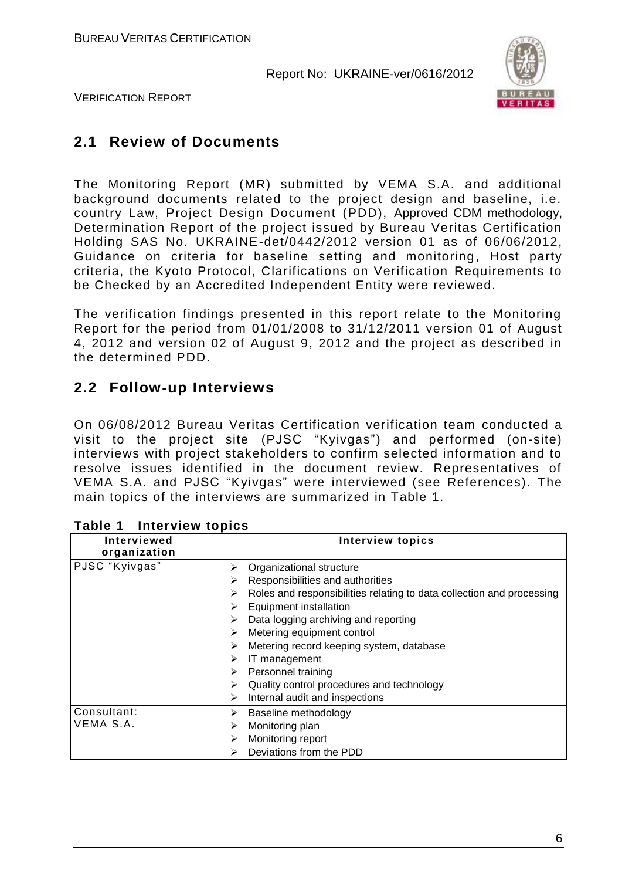## 2.1 Review of Documents

The Monitoring Report (MR) submitted by VEMA S.A. and additional background documents related to the project design and baseline, i.e. country Law, Project Design Document (PDD), Approved CDM methodology, Determination Report of the project issued by Bureau Veritas Certification Holding SAS No. UKRAINE-det/0442/2012 version 01 as of 06/06/2012, Guidance on criteria for baseline setting and monitoring, Host party criteria, the Kyoto Protocol, Clarifications on Verification Requirements to be Checked by an Accredited Independent Entity were reviewed.

The verification findings presented in this report relate to the Monitoring Report for the period from 01/01/2008 to 31/12/2011 version 01 of August 4, 2012 and version 02 of August 9, 2012 and the project as described in the determined PDD.

## 2.2 Follow-up Interviews

On 06/08/2012 Bureau Veritas Certification verification team conducted a visit to the project site (PJSC "Kyivgas") and performed (on-site) interviews with project stakeholders to confirm selected information and to resolve issues identified in the document review. Representatives of VEMA S.A. and PJSC "Kyivgas" were interviewed (see References). The main topics of the interviews are summarized in Table 1.

**Table 1 Interview topics**

| Interviewed organization | Interview topics |
|---|---|
| PJSC "Kyivgas" | ➢ Organizational structure<br>➢ Responsibilities and authorities<br>➢ Roles and responsibilities relating to data collection and processing<br>➢ Equipment installation<br>➢ Data logging archiving and reporting<br>➢ Metering equipment control<br>➢ Metering record keeping system, database<br>➢ IT management<br>➢ Personnel training<br>➢ Quality control procedures and technology<br>➢ Internal audit and inspections |
| Consultant: VEMA S.A. | ➢ Baseline methodology<br>➢ Monitoring plan<br>➢ Monitoring report<br>➢ Deviations from the PDD |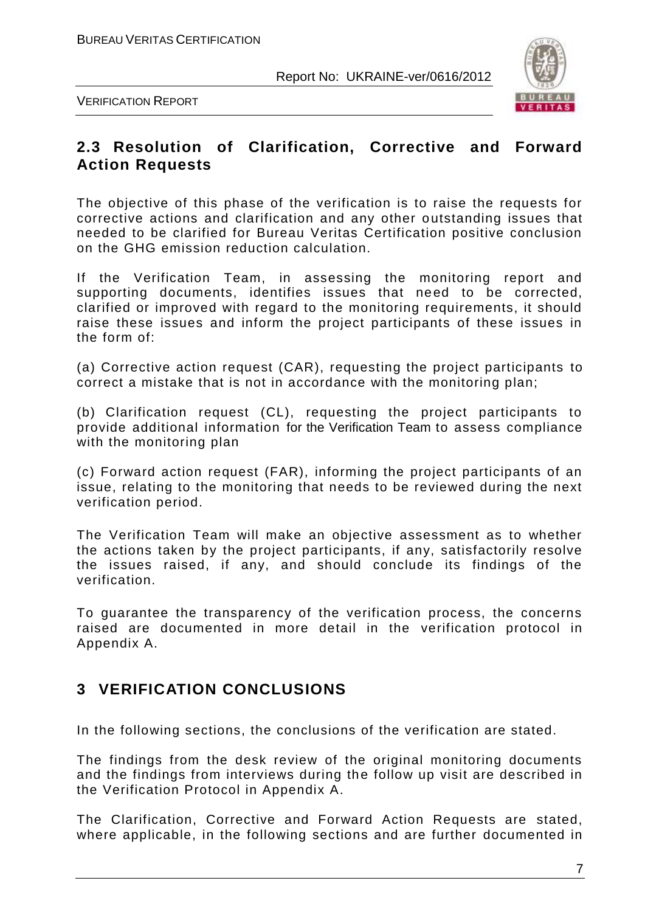## 2.3 Resolution of Clarification, Corrective and Forward Action Requests

The objective of this phase of the verification is to raise the requests for corrective actions and clarification and any other outstanding issues that needed to be clarified for Bureau Veritas Certification positive conclusion on the GHG emission reduction calculation.

If the Verification Team, in assessing the monitoring report and supporting documents, identifies issues that need to be corrected, clarified or improved with regard to the monitoring requirements, it should raise these issues and inform the project participants of these issues in the form of:

(a) Corrective action request (CAR), requesting the project participants to correct a mistake that is not in accordance with the monitoring plan;

(b) Clarification request (CL), requesting the project participants to provide additional information for the Verification Team to assess compliance with the monitoring plan

(c) Forward action request (FAR), informing the project participants of an issue, relating to the monitoring that needs to be reviewed during the next verification period.

The Verification Team will make an objective assessment as to whether the actions taken by the project participants, if any, satisfactorily resolve the issues raised, if any, and should conclude its findings of the verification.

To guarantee the transparency of the verification process, the concerns raised are documented in more detail in the verification protocol in Appendix A.

# 3 VERIFICATION CONCLUSIONS

In the following sections, the conclusions of the verification are stated.

The findings from the desk review of the original monitoring documents and the findings from interviews during the follow up visit are described in the Verification Protocol in Appendix A.

The Clarification, Corrective and Forward Action Requests are stated, where applicable, in the following sections and are further documented in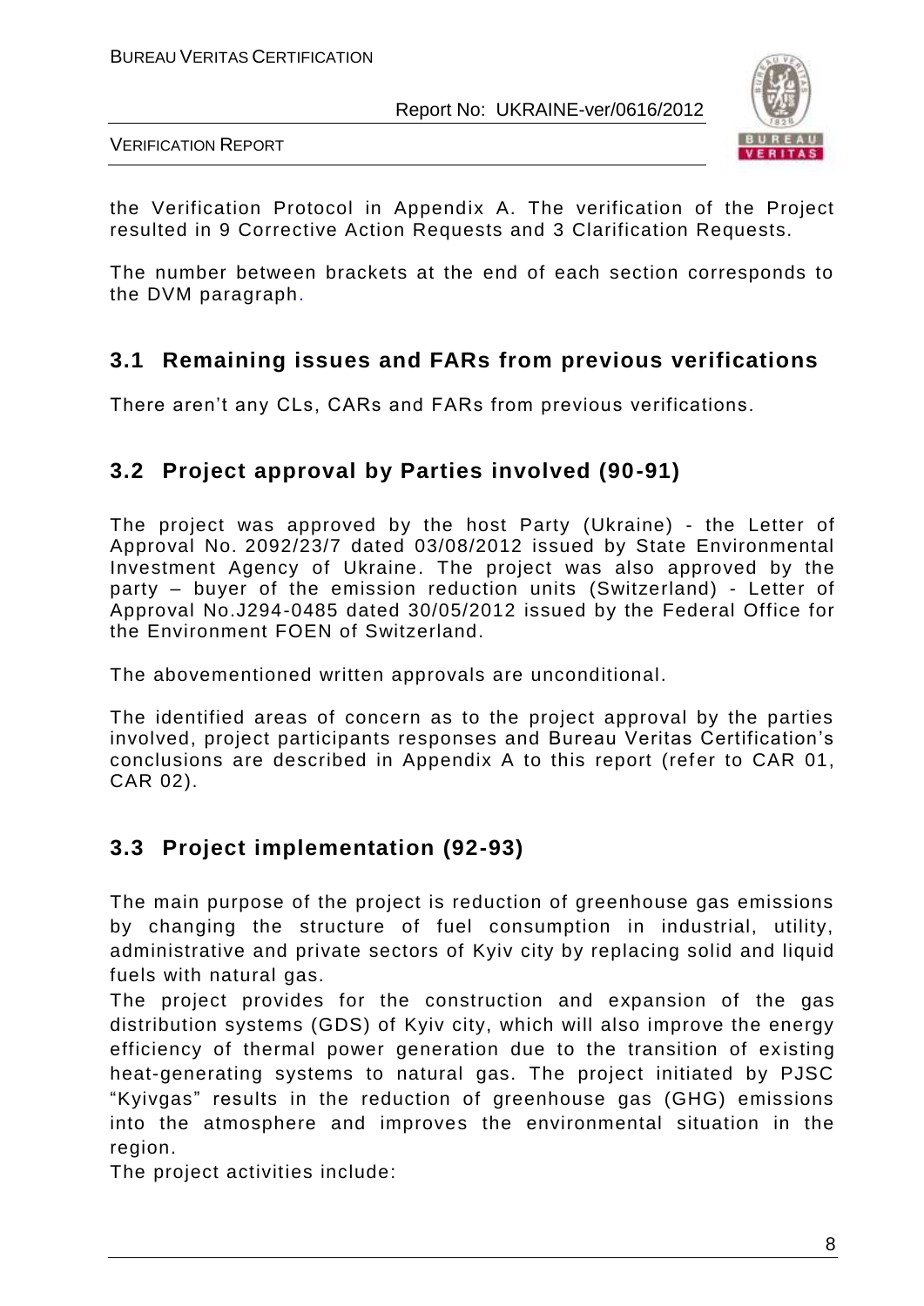the Verification Protocol in Appendix A. The verification of the Project resulted in 9 Corrective Action Requests and 3 Clarification Requests.

The number between brackets at the end of each section corresponds to the DVM paragraph.

## 3.1 Remaining issues and FARs from previous verifications

There aren't any CLs, CARs and FARs from previous verifications.

## 3.2 Project approval by Parties involved (90-91)

The project was approved by the host Party (Ukraine) - the Letter of Approval No. 2092/23/7 dated 03/08/2012 issued by State Environmental Investment Agency of Ukraine. The project was also approved by the party – buyer of the emission reduction units (Switzerland) - Letter of Approval No.J294-0485 dated 30/05/2012 issued by the Federal Office for the Environment FOEN of Switzerland.

The abovementioned written approvals are unconditional.

The identified areas of concern as to the project approval by the parties involved, project participants responses and Bureau Veritas Certification's conclusions are described in Appendix A to this report (refer to CAR 01, CAR 02).

## 3.3 Project implementation (92-93)

The main purpose of the project is reduction of greenhouse gas emissions by changing the structure of fuel consumption in industrial, utility, administrative and private sectors of Kyiv city by replacing solid and liquid fuels with natural gas.

The project provides for the construction and expansion of the gas distribution systems (GDS) of Kyiv city, which will also improve the energy efficiency of thermal power generation due to the transition of existing heat-generating systems to natural gas. The project initiated by PJSC "Kyivgas" results in the reduction of greenhouse gas (GHG) emissions into the atmosphere and improves the environmental situation in the region.

The project activities include: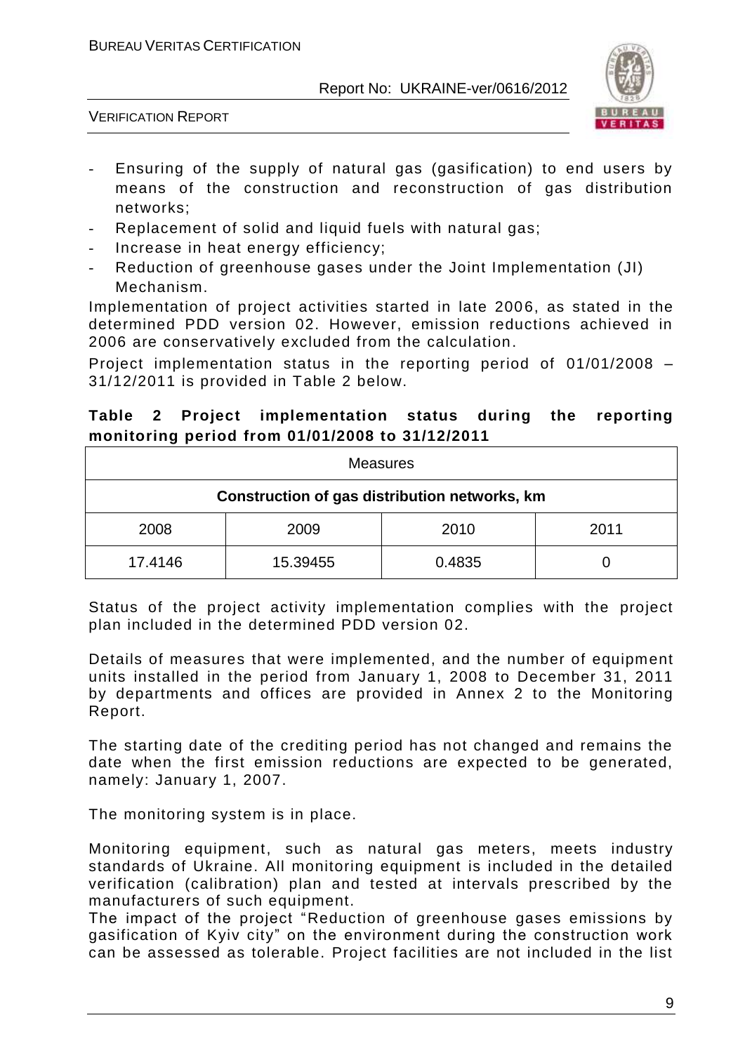- Ensuring of the supply of natural gas (gasification) to end users by means of the construction and reconstruction of gas distribution networks;
- Replacement of solid and liquid fuels with natural gas;
- Increase in heat energy efficiency;
- Reduction of greenhouse gases under the Joint Implementation (JI) Mechanism.

Implementation of project activities started in late 2006, as stated in the determined PDD version 02. However, emission reductions achieved in 2006 are conservatively excluded from the calculation.

Project implementation status in the reporting period of 01/01/2008 – 31/12/2011 is provided in Table 2 below.

**Table 2 Project implementation status during the reporting monitoring period from 01/01/2008 to 31/12/2011**

| Measures | | | |
|---|---|---|---|
| **Construction of gas distribution networks, km** | | | |
| 2008 | 2009 | 2010 | 2011 |
| 17.4146 | 15.39455 | 0.4835 | 0 |

Status of the project activity implementation complies with the project plan included in the determined PDD version 02.

Details of measures that were implemented, and the number of equipment units installed in the period from January 1, 2008 to December 31, 2011 by departments and offices are provided in Annex 2 to the Monitoring Report.

The starting date of the crediting period has not changed and remains the date when the first emission reductions are expected to be generated, namely: January 1, 2007.

The monitoring system is in place.

Monitoring equipment, such as natural gas meters, meets industry standards of Ukraine. All monitoring equipment is included in the detailed verification (calibration) plan and tested at intervals prescribed by the manufacturers of such equipment.

The impact of the project "Reduction of greenhouse gases emissions by gasification of Kyiv city" on the environment during the construction work can be assessed as tolerable. Project facilities are not included in the list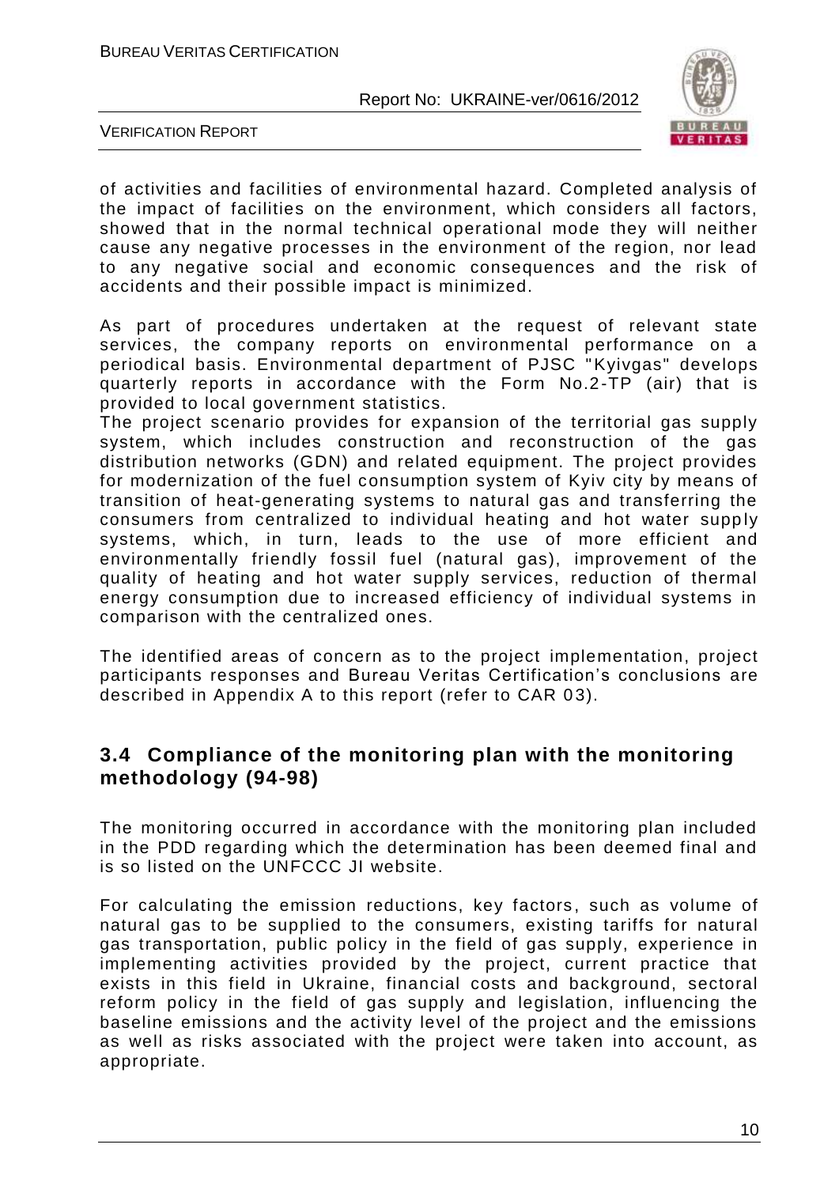of activities and facilities of environmental hazard. Completed analysis of the impact of facilities on the environment, which considers all factors, showed that in the normal technical operational mode they will neither cause any negative processes in the environment of the region, nor lead to any negative social and economic consequences and the risk of accidents and their possible impact is minimized.

As part of procedures undertaken at the request of relevant state services, the company reports on environmental performance on a periodical basis. Environmental department of PJSC "Kyivgas" develops quarterly reports in accordance with the Form No.2-TP (air) that is provided to local government statistics.
The project scenario provides for expansion of the territorial gas supply system, which includes construction and reconstruction of the gas distribution networks (GDN) and related equipment. The project provides for modernization of the fuel consumption system of Kyiv city by means of transition of heat-generating systems to natural gas and transferring the consumers from centralized to individual heating and hot water supply systems, which, in turn, leads to the use of more efficient and environmentally friendly fossil fuel (natural gas), improvement of the quality of heating and hot water supply services, reduction of thermal energy consumption due to increased efficiency of individual systems in comparison with the centralized ones.

The identified areas of concern as to the project implementation, project participants responses and Bureau Veritas Certification's conclusions are described in Appendix A to this report (refer to CAR 03).

## 3.4 Compliance of the monitoring plan with the monitoring methodology (94-98)

The monitoring occurred in accordance with the monitoring plan included in the PDD regarding which the determination has been deemed final and is so listed on the UNFCCC JI website.

For calculating the emission reductions, key factors, such as volume of natural gas to be supplied to the consumers, existing tariffs for natural gas transportation, public policy in the field of gas supply, experience in implementing activities provided by the project, current practice that exists in this field in Ukraine, financial costs and background, sectoral reform policy in the field of gas supply and legislation, influencing the baseline emissions and the activity level of the project and the emissions as well as risks associated with the project were taken into account, as appropriate.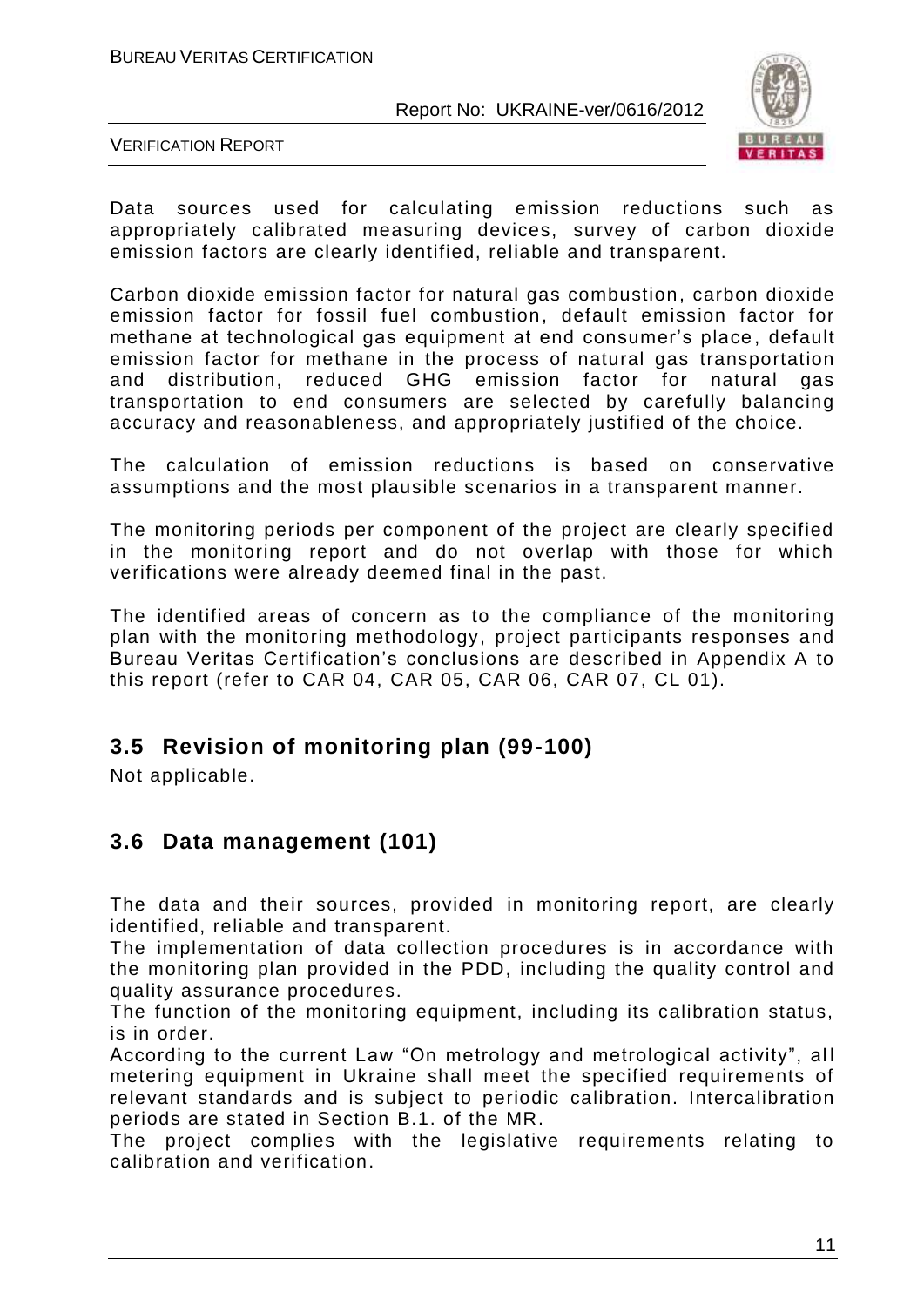Data sources used for calculating emission reductions such as appropriately calibrated measuring devices, survey of carbon dioxide emission factors are clearly identified, reliable and transparent.

Carbon dioxide emission factor for natural gas combustion, carbon dioxide emission factor for fossil fuel combustion, default emission factor for methane at technological gas equipment at end consumer's place, default emission factor for methane in the process of natural gas transportation and distribution, reduced GHG emission factor for natural gas transportation to end consumers are selected by carefully balancing accuracy and reasonableness, and appropriately justified of the choice.

The calculation of emission reductions is based on conservative assumptions and the most plausible scenarios in a transparent manner.

The monitoring periods per component of the project are clearly specified in the monitoring report and do not overlap with those for which verifications were already deemed final in the past.

The identified areas of concern as to the compliance of the monitoring plan with the monitoring methodology, project participants responses and Bureau Veritas Certification's conclusions are described in Appendix A to this report (refer to CAR 04, CAR 05, CAR 06, CAR 07, CL 01).

## 3.5 Revision of monitoring plan (99-100)

Not applicable.

## 3.6 Data management (101)

The data and their sources, provided in monitoring report, are clearly identified, reliable and transparent.
The implementation of data collection procedures is in accordance with the monitoring plan provided in the PDD, including the quality control and quality assurance procedures.
The function of the monitoring equipment, including its calibration status, is in order.
According to the current Law "On metrology and metrological activity", all metering equipment in Ukraine shall meet the specified requirements of relevant standards and is subject to periodic calibration. Intercalibration periods are stated in Section B.1. of the MR.
The project complies with the legislative requirements relating to calibration and verification.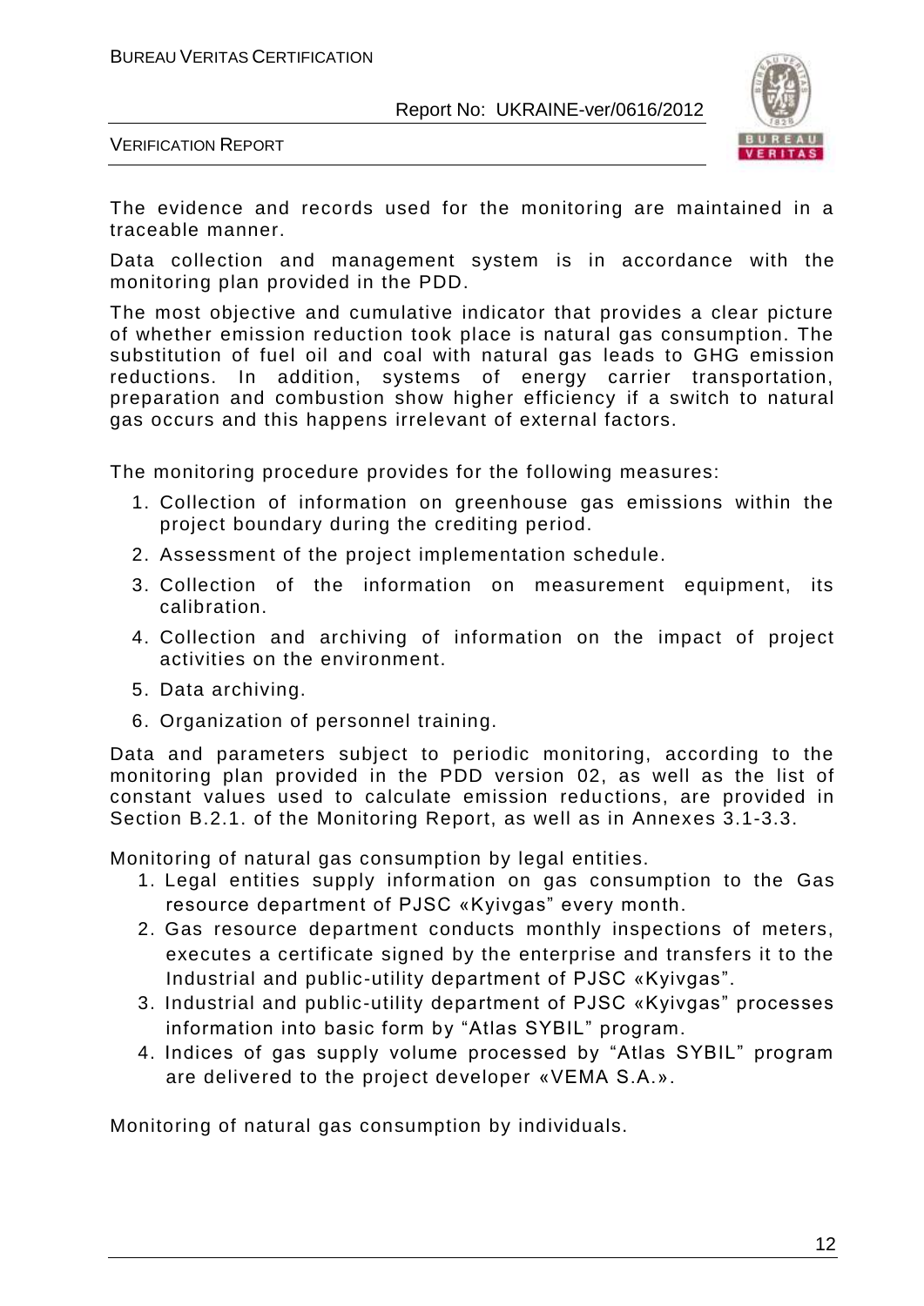The evidence and records used for the monitoring are maintained in a traceable manner.

Data collection and management system is in accordance with the monitoring plan provided in the PDD.

The most objective and cumulative indicator that provides a clear picture of whether emission reduction took place is natural gas consumption. The substitution of fuel oil and coal with natural gas leads to GHG emission reductions. In addition, systems of energy carrier transportation, preparation and combustion show higher efficiency if a switch to natural gas occurs and this happens irrelevant of external factors.

The monitoring procedure provides for the following measures:

1. Collection of information on greenhouse gas emissions within the project boundary during the crediting period.
2. Assessment of the project implementation schedule.
3. Collection of the information on measurement equipment, its calibration.
4. Collection and archiving of information on the impact of project activities on the environment.
5. Data archiving.
6. Organization of personnel training.

Data and parameters subject to periodic monitoring, according to the monitoring plan provided in the PDD version 02, as well as the list of constant values used to calculate emission reductions, are provided in Section B.2.1. of the Monitoring Report, as well as in Annexes 3.1-3.3.

Monitoring of natural gas consumption by legal entities.

1. Legal entities supply information on gas consumption to the Gas resource department of PJSC «Kyivgas" every month.
2. Gas resource department conducts monthly inspections of meters, executes a certificate signed by the enterprise and transfers it to the Industrial and public-utility department of PJSC «Kyivgas".
3. Industrial and public-utility department of PJSC «Kyivgas" processes information into basic form by "Atlas SYBIL" program.
4. Indices of gas supply volume processed by "Atlas SYBIL" program are delivered to the project developer «VEMA S.A.».

Monitoring of natural gas consumption by individuals.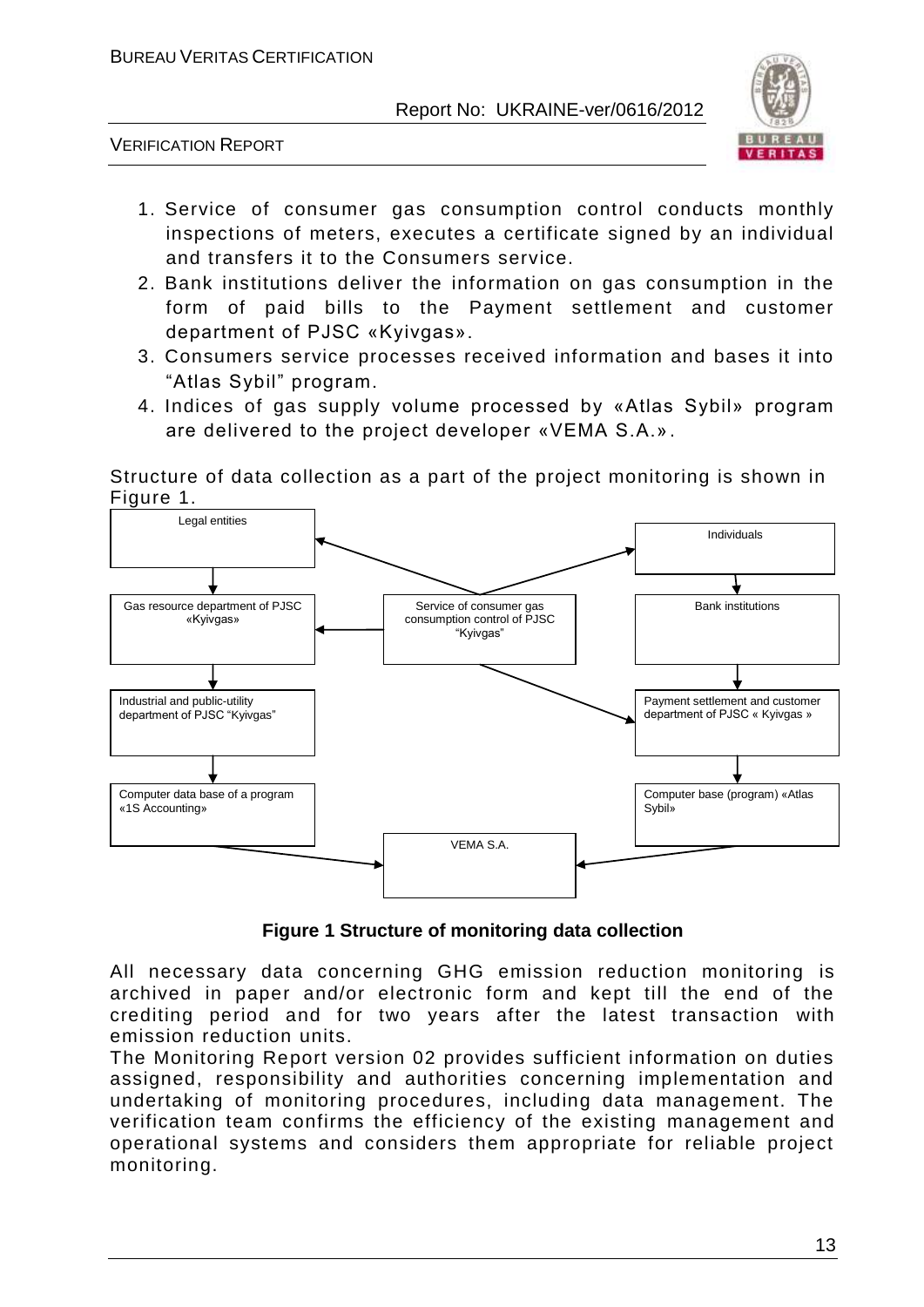1. Service of consumer gas consumption control conducts monthly inspections of meters, executes a certificate signed by an individual and transfers it to the Consumers service.
2. Bank institutions deliver the information on gas consumption in the form of paid bills to the Payment settlement and customer department of PJSC «Kyivgas».
3. Consumers service processes received information and bases it into "Atlas Sybil" program.
4. Indices of gas supply volume processed by «Atlas Sybil» program are delivered to the project developer «VEMA S.A.».

Structure of data collection as a part of the project monitoring is shown in Figure 1.

Legal entities

Individuals

Gas resource department of PJSC «Kyivgas»

Service of consumer gas consumption control of PJSC "Kyivgas"

Bank institutions

Industrial and public-utility department of PJSC "Kyivgas"

Payment settlement and customer department of PJSC « Kyivgas »

Computer data base of a program «1S Accounting»

Computer base (program) «Atlas Sybil»

VEMA S.A.

**Figure 1 Structure of monitoring data collection**

All necessary data concerning GHG emission reduction monitoring is archived in paper and/or electronic form and kept till the end of the crediting period and for two years after the latest transaction with emission reduction units.

The Monitoring Report version 02 provides sufficient information on duties assigned, responsibility and authorities concerning implementation and undertaking of monitoring procedures, including data management. The verification team confirms the efficiency of the existing management and operational systems and considers them appropriate for reliable project monitoring.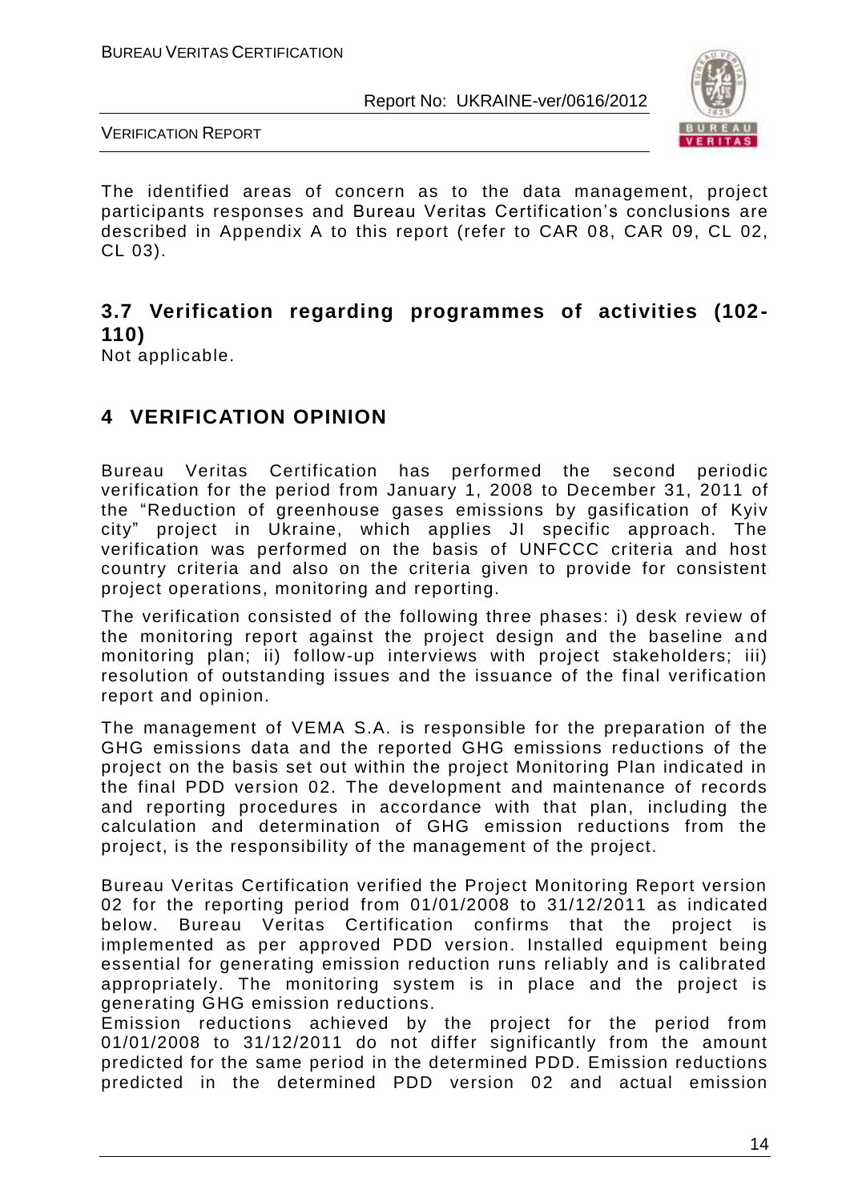The identified areas of concern as to the data management, project participants responses and Bureau Veritas Certification's conclusions are described in Appendix A to this report (refer to CAR 08, CAR 09, CL 02, CL 03).

## 3.7 Verification regarding programmes of activities (102-110)

Not applicable.

# 4 VERIFICATION OPINION

Bureau Veritas Certification has performed the second periodic verification for the period from January 1, 2008 to December 31, 2011 of the "Reduction of greenhouse gases emissions by gasification of Kyiv city" project in Ukraine, which applies JI specific approach. The verification was performed on the basis of UNFCCC criteria and host country criteria and also on the criteria given to provide for consistent project operations, monitoring and reporting.

The verification consisted of the following three phases: i) desk review of the monitoring report against the project design and the baseline and monitoring plan; ii) follow-up interviews with project stakeholders; iii) resolution of outstanding issues and the issuance of the final verification report and opinion.

The management of VEMA S.A. is responsible for the preparation of the GHG emissions data and the reported GHG emissions reductions of the project on the basis set out within the project Monitoring Plan indicated in the final PDD version 02. The development and maintenance of records and reporting procedures in accordance with that plan, including the calculation and determination of GHG emission reductions from the project, is the responsibility of the management of the project.

Bureau Veritas Certification verified the Project Monitoring Report version 02 for the reporting period from 01/01/2008 to 31/12/2011 as indicated below. Bureau Veritas Certification confirms that the project is implemented as per approved PDD version. Installed equipment being essential for generating emission reduction runs reliably and is calibrated appropriately. The monitoring system is in place and the project is generating GHG emission reductions.

Emission reductions achieved by the project for the period from 01/01/2008 to 31/12/2011 do not differ significantly from the amount predicted for the same period in the determined PDD. Emission reductions predicted in the determined PDD version 02 and actual emission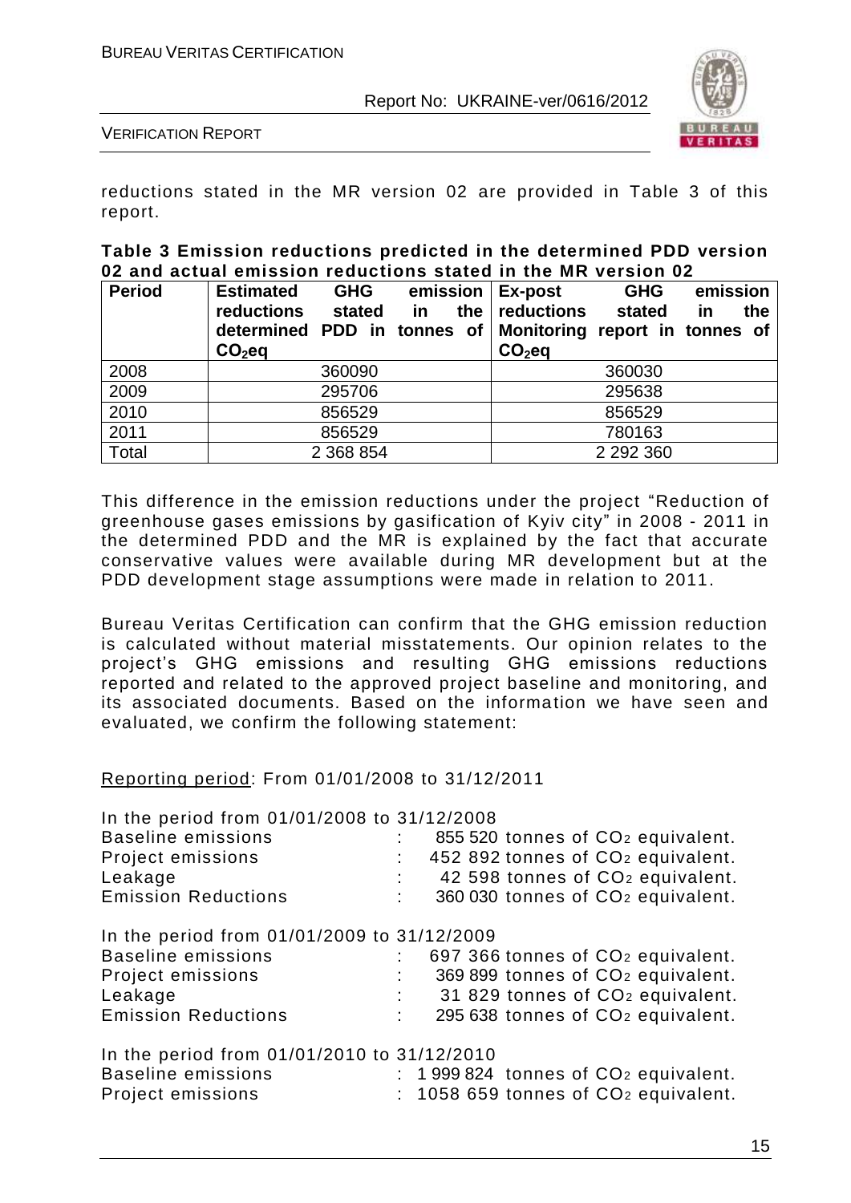reductions stated in the MR version 02 are provided in Table 3 of this report.

**Table 3 Emission reductions predicted in the determined PDD version 02 and actual emission reductions stated in the MR version 02**

| Period | Estimated GHG emission reductions stated in the determined PDD in tonnes of $CO_2$eq | Ex-post GHG emission reductions stated in the Monitoring report in tonnes of $CO_2$eq |
|---|---|---|
| 2008 | 360090 | 360030 |
| 2009 | 295706 | 295638 |
| 2010 | 856529 | 856529 |
| 2011 | 856529 | 780163 |
| Total | 2 368 854 | 2 292 360 |

This difference in the emission reductions under the project "Reduction of greenhouse gases emissions by gasification of Kyiv city" in 2008 - 2011 in the determined PDD and the MR is explained by the fact that accurate conservative values were available during MR development but at the PDD development stage assumptions were made in relation to 2011.

Bureau Veritas Certification can confirm that the GHG emission reduction is calculated without material misstatements. Our opinion relates to the project's GHG emissions and resulting GHG emissions reductions reported and related to the approved project baseline and monitoring, and its associated documents. Based on the information we have seen and evaluated, we confirm the following statement:

Reporting period: From 01/01/2008 to 31/12/2011

In the period from 01/01/2008 to 31/12/2008
Baseline emissions : 855 520 tonnes of $CO_2$ equivalent.
Project emissions : 452 892 tonnes of $CO_2$ equivalent.
Leakage : 42 598 tonnes of $CO_2$ equivalent.
Emission Reductions : 360 030 tonnes of $CO_2$ equivalent.

In the period from 01/01/2009 to 31/12/2009
Baseline emissions : 697 366 tonnes of $CO_2$ equivalent.
Project emissions : 369 899 tonnes of $CO_2$ equivalent.
Leakage : 31 829 tonnes of $CO_2$ equivalent.
Emission Reductions : 295 638 tonnes of $CO_2$ equivalent.

In the period from 01/01/2010 to 31/12/2010
Baseline emissions : 1 999 824 tonnes of $CO_2$ equivalent.
Project emissions : 1058 659 tonnes of $CO_2$ equivalent.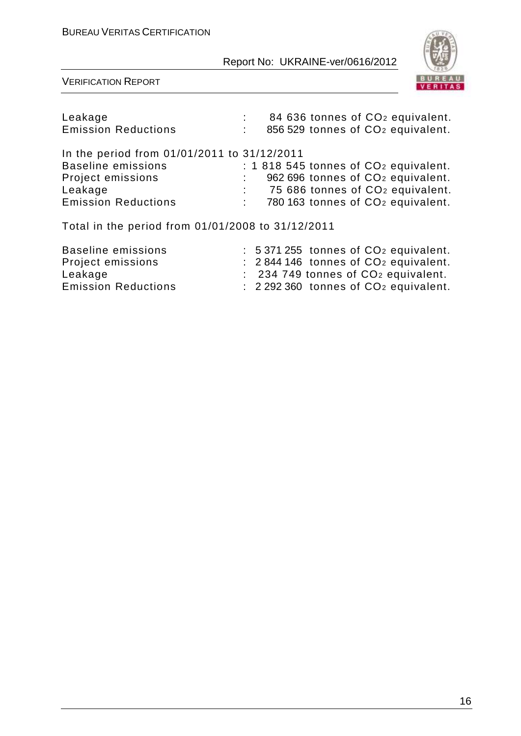Leakage : 84 636 tonnes of $CO_2$ equivalent.
Emission Reductions : 856 529 tonnes of $CO_2$ equivalent.

In the period from 01/01/2011 to 31/12/2011
Baseline emissions : 1 818 545 tonnes of $CO_2$ equivalent.
Project emissions : 962 696 tonnes of $CO_2$ equivalent.
Leakage : 75 686 tonnes of $CO_2$ equivalent.
Emission Reductions : 780 163 tonnes of $CO_2$ equivalent.

Total in the period from 01/01/2008 to 31/12/2011

Baseline emissions : 5 371 255 tonnes of $CO_2$ equivalent.
Project emissions : 2 844 146 tonnes of $CO_2$ equivalent.
Leakage : 234 749 tonnes of $CO_2$ equivalent.
Emission Reductions : 2 292 360 tonnes of $CO_2$ equivalent.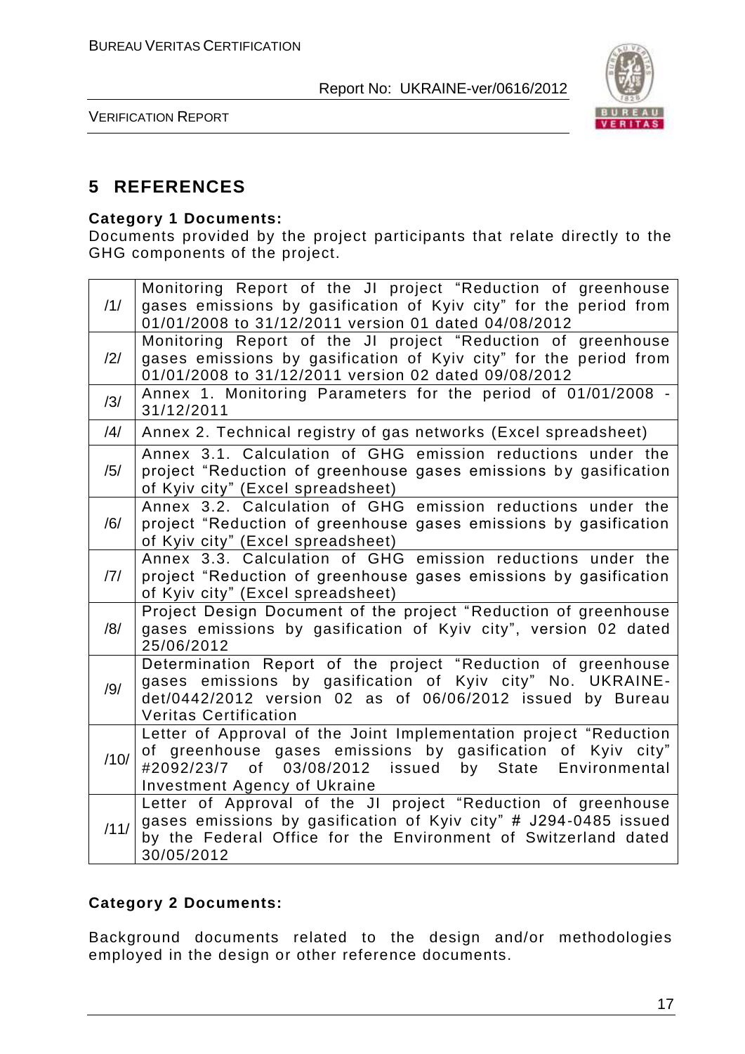# 5 REFERENCES

**Category 1 Documents:**
Documents provided by the project participants that relate directly to the GHG components of the project.

| | |
|---|---|
| /1/ | Monitoring Report of the JI project "Reduction of greenhouse gases emissions by gasification of Kyiv city" for the period from 01/01/2008 to 31/12/2011 version 01 dated 04/08/2012 |
| /2/ | Monitoring Report of the JI project "Reduction of greenhouse gases emissions by gasification of Kyiv city" for the period from 01/01/2008 to 31/12/2011 version 02 dated 09/08/2012 |
| /3/ | Annex 1. Monitoring Parameters for the period of 01/01/2008 - 31/12/2011 |
| /4/ | Annex 2. Technical registry of gas networks (Excel spreadsheet) |
| /5/ | Annex 3.1. Calculation of GHG emission reductions under the project "Reduction of greenhouse gases emissions by gasification of Kyiv city" (Excel spreadsheet) |
| /6/ | Annex 3.2. Calculation of GHG emission reductions under the project "Reduction of greenhouse gases emissions by gasification of Kyiv city" (Excel spreadsheet) |
| /7/ | Annex 3.3. Calculation of GHG emission reductions under the project "Reduction of greenhouse gases emissions by gasification of Kyiv city" (Excel spreadsheet) |
| /8/ | Project Design Document of the project "Reduction of greenhouse gases emissions by gasification of Kyiv city", version 02 dated 25/06/2012 |
| /9/ | Determination Report of the project "Reduction of greenhouse gases emissions by gasification of Kyiv city" No. UKRAINE-det/0442/2012 version 02 as of 06/06/2012 issued by Bureau Veritas Certification |
| /10/ | Letter of Approval of the Joint Implementation project "Reduction of greenhouse gases emissions by gasification of Kyiv city" #2092/23/7 of 03/08/2012 issued by State Environmental Investment Agency of Ukraine |
| /11/ | Letter of Approval of the JI project "Reduction of greenhouse gases emissions by gasification of Kyiv city" # J294-0485 issued by the Federal Office for the Environment of Switzerland dated 30/05/2012 |

**Category 2 Documents:**

Background documents related to the design and/or methodologies employed in the design or other reference documents.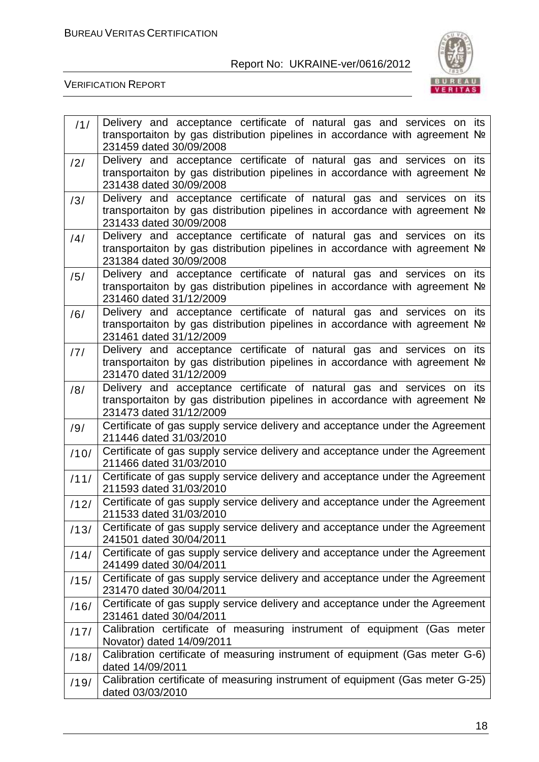| | |
|---|---|
| /1/ | Delivery and acceptance certificate of natural gas and services on its transportaiton by gas distribution pipelines in accordance with agreement № 231459 dated 30/09/2008 |
| /2/ | Delivery and acceptance certificate of natural gas and services on its transportaiton by gas distribution pipelines in accordance with agreement № 231438 dated 30/09/2008 |
| /3/ | Delivery and acceptance certificate of natural gas and services on its transportaiton by gas distribution pipelines in accordance with agreement № 231433 dated 30/09/2008 |
| /4/ | Delivery and acceptance certificate of natural gas and services on its transportaiton by gas distribution pipelines in accordance with agreement № 231384 dated 30/09/2008 |
| /5/ | Delivery and acceptance certificate of natural gas and services on its transportaiton by gas distribution pipelines in accordance with agreement № 231460 dated 31/12/2009 |
| /6/ | Delivery and acceptance certificate of natural gas and services on its transportaiton by gas distribution pipelines in accordance with agreement № 231461 dated 31/12/2009 |
| /7/ | Delivery and acceptance certificate of natural gas and services on its transportaiton by gas distribution pipelines in accordance with agreement № 231470 dated 31/12/2009 |
| /8/ | Delivery and acceptance certificate of natural gas and services on its transportaiton by gas distribution pipelines in accordance with agreement № 231473 dated 31/12/2009 |
| /9/ | Certificate of gas supply service delivery and acceptance under the Agreement 211446 dated 31/03/2010 |
| /10/ | Certificate of gas supply service delivery and acceptance under the Agreement 211466 dated 31/03/2010 |
| /11/ | Certificate of gas supply service delivery and acceptance under the Agreement 211593 dated 31/03/2010 |
| /12/ | Certificate of gas supply service delivery and acceptance under the Agreement 211533 dated 31/03/2010 |
| /13/ | Certificate of gas supply service delivery and acceptance under the Agreement 241501 dated 30/04/2011 |
| /14/ | Certificate of gas supply service delivery and acceptance under the Agreement 241499 dated 30/04/2011 |
| /15/ | Certificate of gas supply service delivery and acceptance under the Agreement 231470 dated 30/04/2011 |
| /16/ | Certificate of gas supply service delivery and acceptance under the Agreement 231461 dated 30/04/2011 |
| /17/ | Calibration certificate of measuring instrument of equipment (Gas meter Novator) dated 14/09/2011 |
| /18/ | Calibration certificate of measuring instrument of equipment (Gas meter G-6) dated 14/09/2011 |
| /19/ | Calibration certificate of measuring instrument of equipment (Gas meter G-25) dated 03/03/2010 |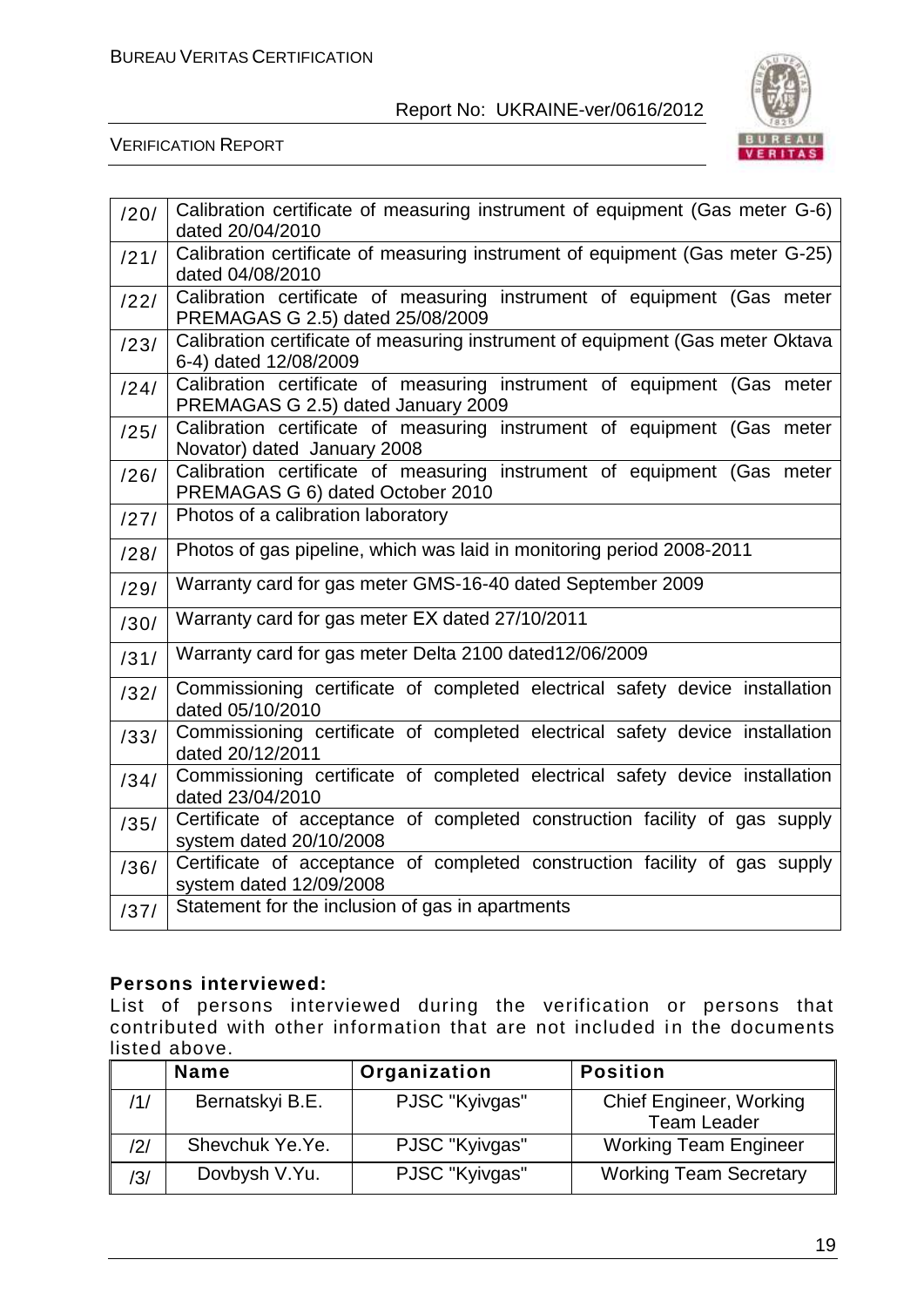| | |
|---|---|
| /20/ | Calibration certificate of measuring instrument of equipment (Gas meter G-6) dated 20/04/2010 |
| /21/ | Calibration certificate of measuring instrument of equipment (Gas meter G-25) dated 04/08/2010 |
| /22/ | Calibration certificate of measuring instrument of equipment (Gas meter PREMAGAS G 2.5) dated 25/08/2009 |
| /23/ | Calibration certificate of measuring instrument of equipment (Gas meter Oktava 6-4) dated 12/08/2009 |
| /24/ | Calibration certificate of measuring instrument of equipment (Gas meter PREMAGAS G 2.5) dated January 2009 |
| /25/ | Calibration certificate of measuring instrument of equipment (Gas meter Novator) dated January 2008 |
| /26/ | Calibration certificate of measuring instrument of equipment (Gas meter PREMAGAS G 6) dated October 2010 |
| /27/ | Photos of a calibration laboratory |
| /28/ | Photos of gas pipeline, which was laid in monitoring period 2008-2011 |
| /29/ | Warranty card for gas meter GMS-16-40 dated September 2009 |
| /30/ | Warranty card for gas meter EX dated 27/10/2011 |
| /31/ | Warranty card for gas meter Delta 2100 dated12/06/2009 |
| /32/ | Commissioning certificate of completed electrical safety device installation dated 05/10/2010 |
| /33/ | Commissioning certificate of completed electrical safety device installation dated 20/12/2011 |
| /34/ | Commissioning certificate of completed electrical safety device installation dated 23/04/2010 |
| /35/ | Certificate of acceptance of completed construction facility of gas supply system dated 20/10/2008 |
| /36/ | Certificate of acceptance of completed construction facility of gas supply system dated 12/09/2008 |
| /37/ | Statement for the inclusion of gas in apartments |

**Persons interviewed:**

List of persons interviewed during the verification or persons that contributed with other information that are not included in the documents listed above.

| | Name | Organization | Position |
|---|---|---|---|
| /1/ | Bernatskyi B.E. | PJSC "Kyivgas" | Chief Engineer, Working Team Leader |
| /2/ | Shevchuk Ye.Ye. | PJSC "Kyivgas" | Working Team Engineer |
| /3/ | Dovbysh V.Yu. | PJSC "Kyivgas" | Working Team Secretary |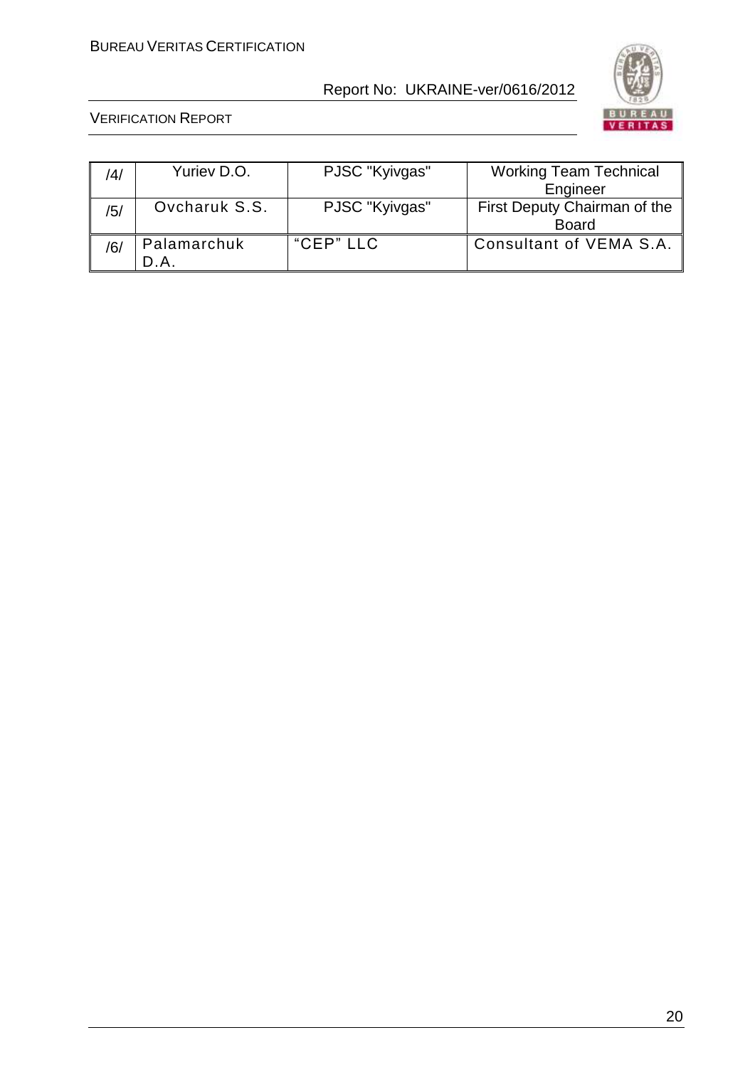| | | | |
|---|---|---|---|
| /4/ | Yuriev D.O. | PJSC "Kyivgas" | Working Team Technical Engineer |
| /5/ | Ovcharuk S.S. | PJSC "Kyivgas" | First Deputy Chairman of the Board |
| /6/ | Palamarchuk D.A. | "CEP" LLC | Consultant of VEMA S.A. |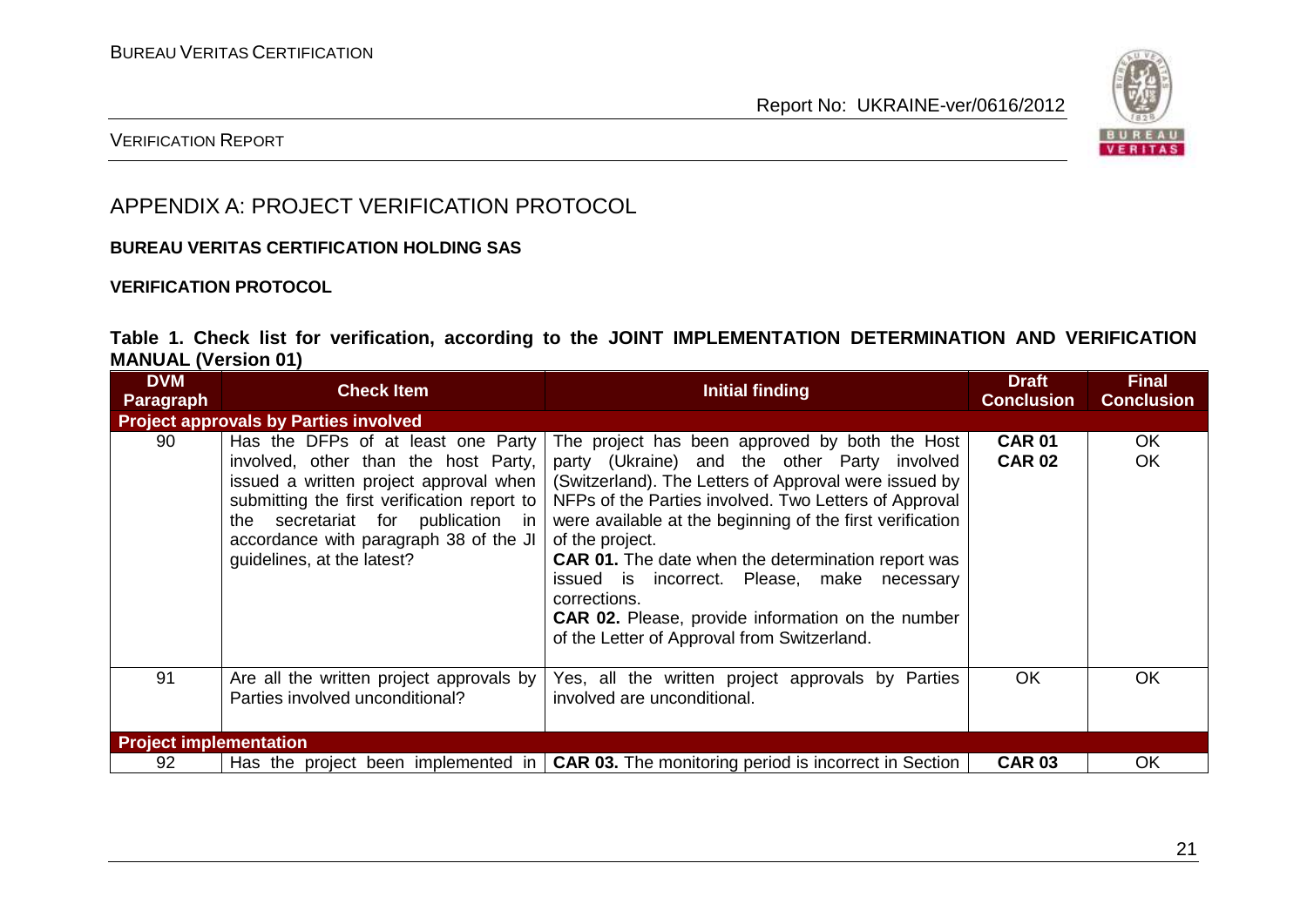## APPENDIX A: PROJECT VERIFICATION PROTOCOL

**BUREAU VERITAS CERTIFICATION HOLDING SAS**

**VERIFICATION PROTOCOL**

**Table 1. Check list for verification, according to the JOINT IMPLEMENTATION DETERMINATION AND VERIFICATION MANUAL (Version 01)**

| DVM Paragraph | Check Item | Initial finding | Draft Conclusion | Final Conclusion |
|---|---|---|---|---|
| **Project approvals by Parties involved** | | | | |
| 90 | Has the DFPs of at least one Party involved, other than the host Party, issued a written project approval when submitting the first verification report to the secretariat for publication in accordance with paragraph 38 of the JI guidelines, at the latest? | The project has been approved by both the Host party (Ukraine) and the other Party involved (Switzerland). The Letters of Approval were issued by NFPs of the Parties involved. Two Letters of Approval were available at the beginning of the first verification of the project.<br>**CAR 01.** The date when the determination report was issued is incorrect. Please, make necessary corrections.<br>**CAR 02.** Please, provide information on the number of the Letter of Approval from Switzerland. | **CAR 01**<br>**CAR 02** | OK<br>OK |
| 91 | Are all the written project approvals by Parties involved unconditional? | Yes, all the written project approvals by Parties involved are unconditional. | OK | OK |
| **Project implementation** | | | | |
| 92 | Has the project been implemented in | **CAR 03.** The monitoring period is incorrect in Section | **CAR 03** | OK |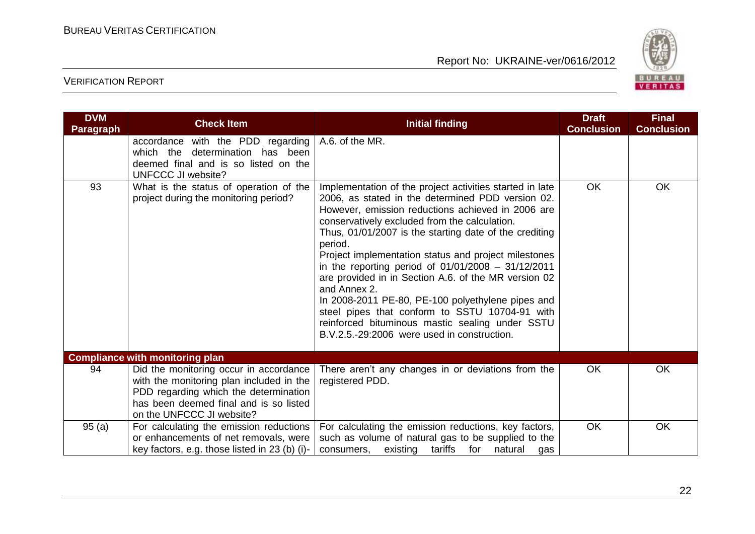| DVM Paragraph | Check Item | Initial finding | Draft Conclusion | Final Conclusion |
|---|---|---|---|---|
| | accordance with the PDD regarding which the determination has been deemed final and is so listed on the UNFCCC JI website? | A.6. of the MR. | | |
| 93 | What is the status of operation of the project during the monitoring period? | Implementation of the project activities started in late 2006, as stated in the determined PDD version 02. However, emission reductions achieved in 2006 are conservatively excluded from the calculation.<br>Thus, 01/01/2007 is the starting date of the crediting period.<br>Project implementation status and project milestones in the reporting period of 01/01/2008 – 31/12/2011 are provided in in Section A.6. of the MR version 02 and Annex 2.<br>In 2008-2011 PE-80, PE-100 polyethylene pipes and steel pipes that conform to SSTU 10704-91 with reinforced bituminous mastic sealing under SSTU B.V.2.5.-29:2006 were used in construction. | OK | OK |
| **Compliance with monitoring plan** | | | | |
| 94 | Did the monitoring occur in accordance with the monitoring plan included in the PDD regarding which the determination has been deemed final and is so listed on the UNFCCC JI website? | There aren't any changes in or deviations from the registered PDD. | OK | OK |
| 95 (a) | For calculating the emission reductions or enhancements of net removals, were key factors, e.g. those listed in 23 (b) (i)- | For calculating the emission reductions, key factors, such as volume of natural gas to be supplied to the consumers, existing tariffs for natural gas | OK | OK |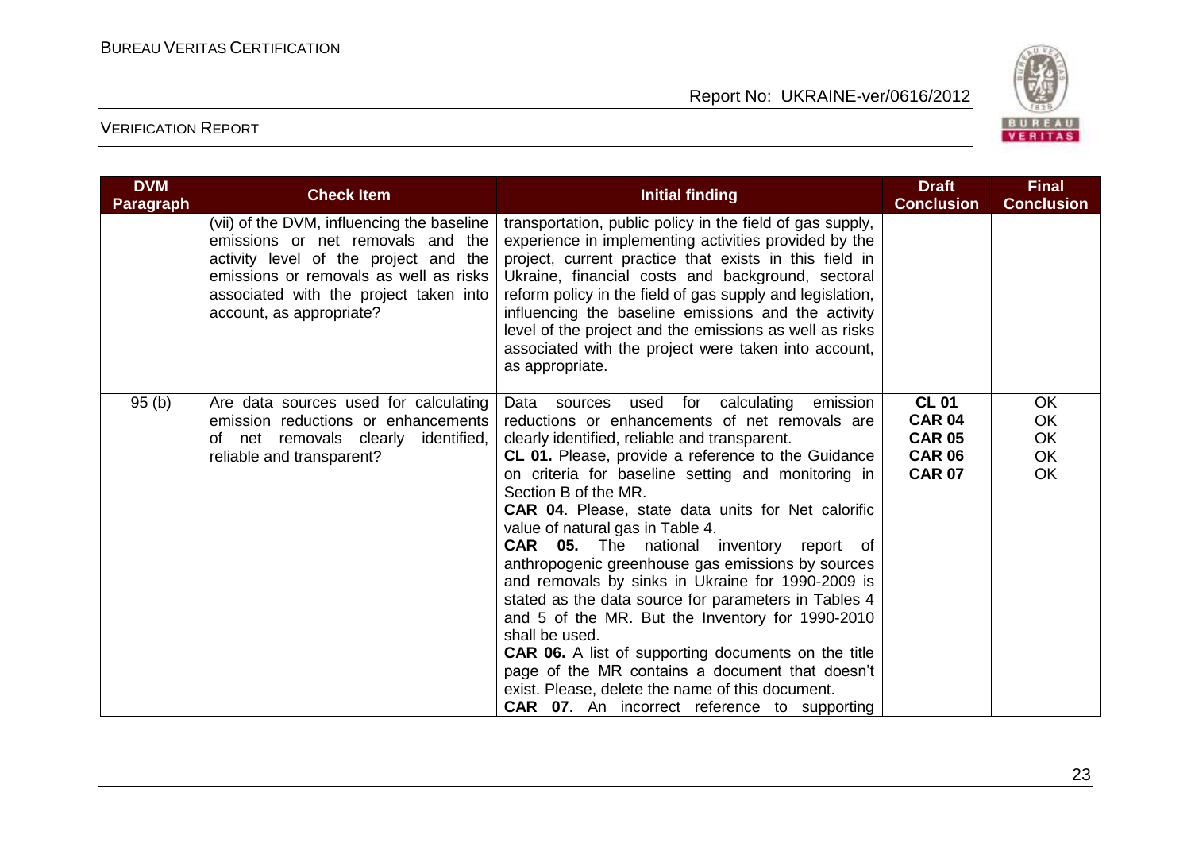| DVM Paragraph | Check Item | Initial finding | Draft Conclusion | Final Conclusion |
|---|---|---|---|---|
| | (vii) of the DVM, influencing the baseline emissions or net removals and the activity level of the project and the emissions or removals as well as risks associated with the project taken into account, as appropriate? | transportation, public policy in the field of gas supply, experience in implementing activities provided by the project, current practice that exists in this field in Ukraine, financial costs and background, sectoral reform policy in the field of gas supply and legislation, influencing the baseline emissions and the activity level of the project and the emissions as well as risks associated with the project were taken into account, as appropriate. | | |
| 95 (b) | Are data sources used for calculating emission reductions or enhancements of net removals clearly identified, reliable and transparent? | Data sources used for calculating emission reductions or enhancements of net removals are clearly identified, reliable and transparent.<br>**CL 01.** Please, provide a reference to the Guidance on criteria for baseline setting and monitoring in Section B of the MR.<br>**CAR 04**. Please, state data units for Net calorific value of natural gas in Table 4.<br>**CAR 05.** The national inventory report of anthropogenic greenhouse gas emissions by sources and removals by sinks in Ukraine for 1990-2009 is stated as the data source for parameters in Tables 4 and 5 of the MR. But the Inventory for 1990-2010 shall be used.<br>**CAR 06.** A list of supporting documents on the title page of the MR contains a document that doesn't exist. Please, delete the name of this document.<br>**CAR 07**. An incorrect reference to supporting | **CL 01**<br>**CAR 04**<br>**CAR 05**<br>**CAR 06**<br>**CAR 07** | OK<br>OK<br>OK<br>OK<br>OK |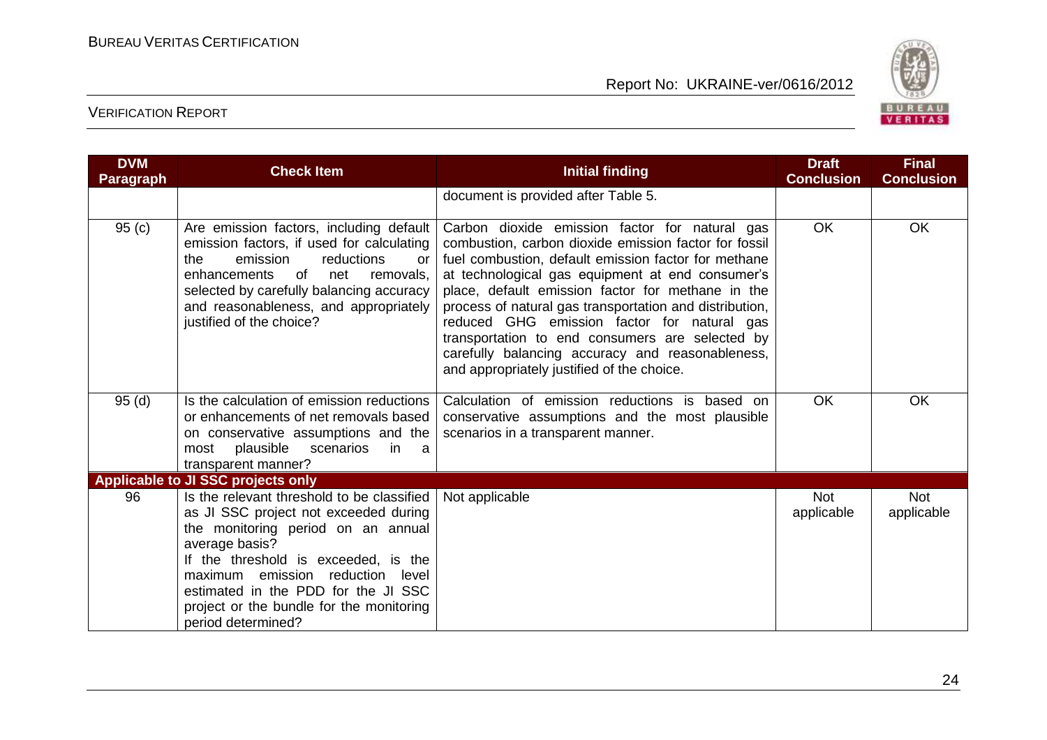| DVM Paragraph | Check Item | Initial finding | Draft Conclusion | Final Conclusion |
|---|---|---|---|---|
| | | document is provided after Table 5. | | |
| 95 (c) | Are emission factors, including default emission factors, if used for calculating the emission reductions or enhancements of net removals, selected by carefully balancing accuracy and reasonableness, and appropriately justified of the choice? | Carbon dioxide emission factor for natural gas combustion, carbon dioxide emission factor for fossil fuel combustion, default emission factor for methane at technological gas equipment at end consumer's place, default emission factor for methane in the process of natural gas transportation and distribution, reduced GHG emission factor for natural gas transportation to end consumers are selected by carefully balancing accuracy and reasonableness, and appropriately justified of the choice. | OK | OK |
| 95 (d) | Is the calculation of emission reductions or enhancements of net removals based on conservative assumptions and the most plausible scenarios in a transparent manner? | Calculation of emission reductions is based on conservative assumptions and the most plausible scenarios in a transparent manner. | OK | OK |
| **Applicable to JI SSC projects only** | | | | |
| 96 | Is the relevant threshold to be classified as JI SSC project not exceeded during the monitoring period on an annual average basis?<br>If the threshold is exceeded, is the maximum emission reduction level estimated in the PDD for the JI SSC project or the bundle for the monitoring period determined? | Not applicable | Not applicable | Not applicable |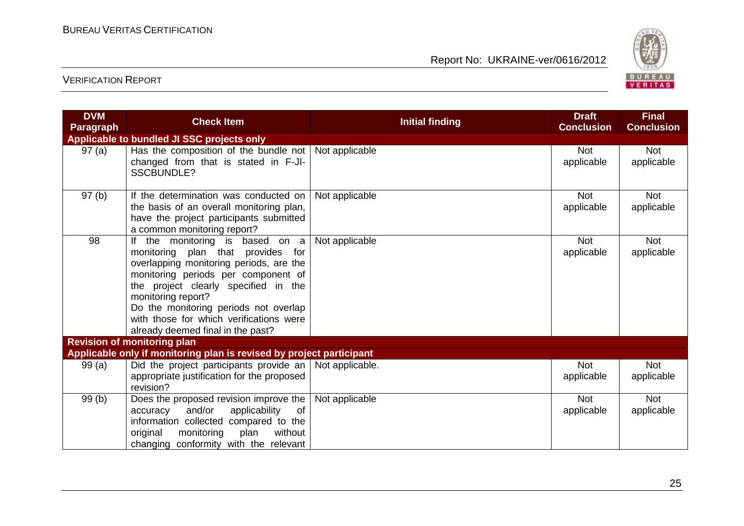| DVM Paragraph | Check Item | Initial finding | Draft Conclusion | Final Conclusion |
|---|---|---|---|---|
| **Applicable to bundled JI SSC projects only** | | | | |
| 97 (a) | Has the composition of the bundle not changed from that is stated in F-JI-SSCBUNDLE? | Not applicable | Not applicable | Not applicable |
| 97 (b) | If the determination was conducted on the basis of an overall monitoring plan, have the project participants submitted a common monitoring report? | Not applicable | Not applicable | Not applicable |
| 98 | If the monitoring is based on a monitoring plan that provides for overlapping monitoring periods, are the monitoring periods per component of the project clearly specified in the monitoring report?<br>Do the monitoring periods not overlap with those for which verifications were already deemed final in the past? | Not applicable | Not applicable | Not applicable |
| **Revision of monitoring plan** | | | | |
| **Applicable only if monitoring plan is revised by project participant** | | | | |
| 99 (a) | Did the project participants provide an appropriate justification for the proposed revision? | Not applicable. | Not applicable | Not applicable |
| 99 (b) | Does the proposed revision improve the accuracy and/or applicability of information collected compared to the original monitoring plan without changing conformity with the relevant | Not applicable | Not applicable | Not applicable |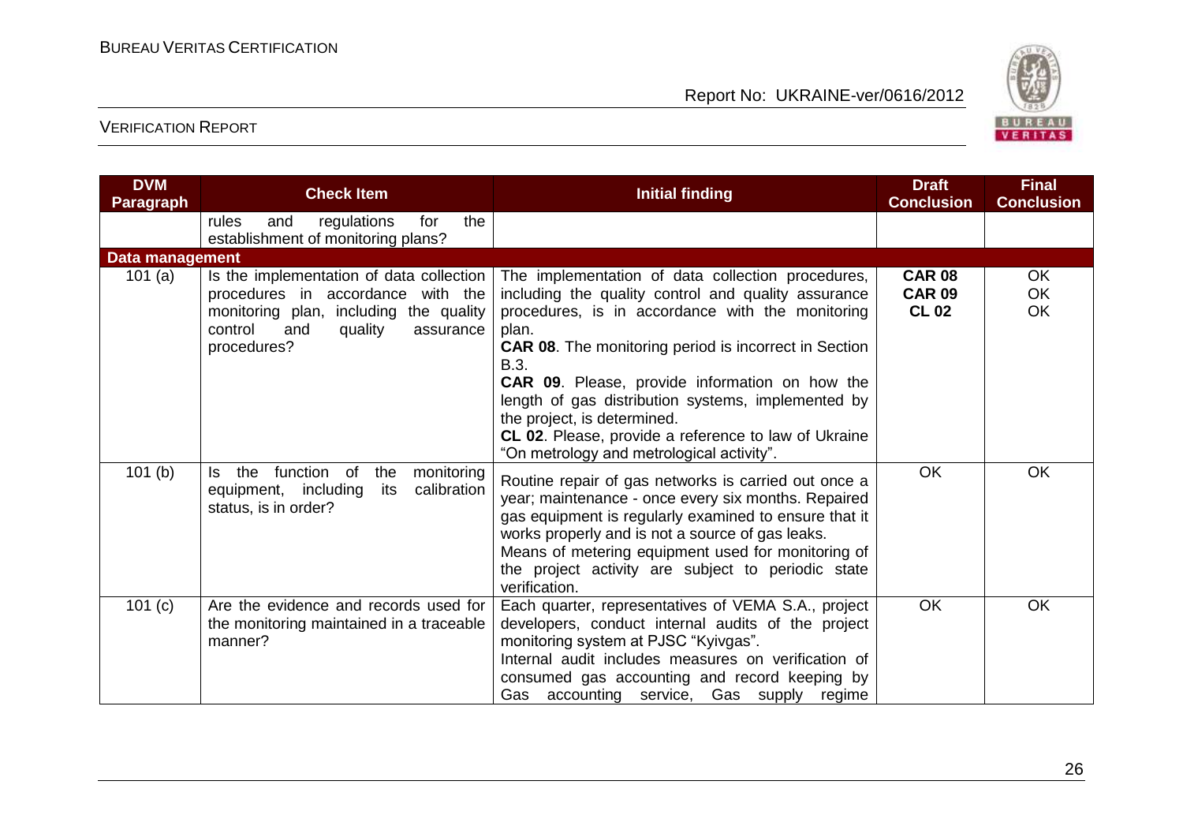| DVM Paragraph | Check Item | Initial finding | Draft Conclusion | Final Conclusion |
|---|---|---|---|---|
| | rules and regulations for the establishment of monitoring plans? | | | |
| **Data management** | | | | |
| 101 (a) | Is the implementation of data collection procedures in accordance with the monitoring plan, including the quality control and quality assurance procedures? | The implementation of data collection procedures, including the quality control and quality assurance procedures, is in accordance with the monitoring plan.<br>**CAR 08**. The monitoring period is incorrect in Section B.3.<br>**CAR 09**. Please, provide information on how the length of gas distribution systems, implemented by the project, is determined.<br>**CL 02**. Please, provide a reference to law of Ukraine "On metrology and metrological activity". | **CAR 08**<br>**CAR 09**<br>**CL 02** | OK<br>OK<br>OK |
| 101 (b) | Is the function of the monitoring equipment, including its calibration status, is in order? | Routine repair of gas networks is carried out once a year; maintenance - once every six months. Repaired gas equipment is regularly examined to ensure that it works properly and is not a source of gas leaks.<br>Means of metering equipment used for monitoring of the project activity are subject to periodic state verification. | OK | OK |
| 101 (c) | Are the evidence and records used for the monitoring maintained in a traceable manner? | Each quarter, representatives of VEMA S.A., project developers, conduct internal audits of the project monitoring system at PJSC "Kyivgas".<br>Internal audit includes measures on verification of consumed gas accounting and record keeping by Gas accounting service, Gas supply regime | OK | OK |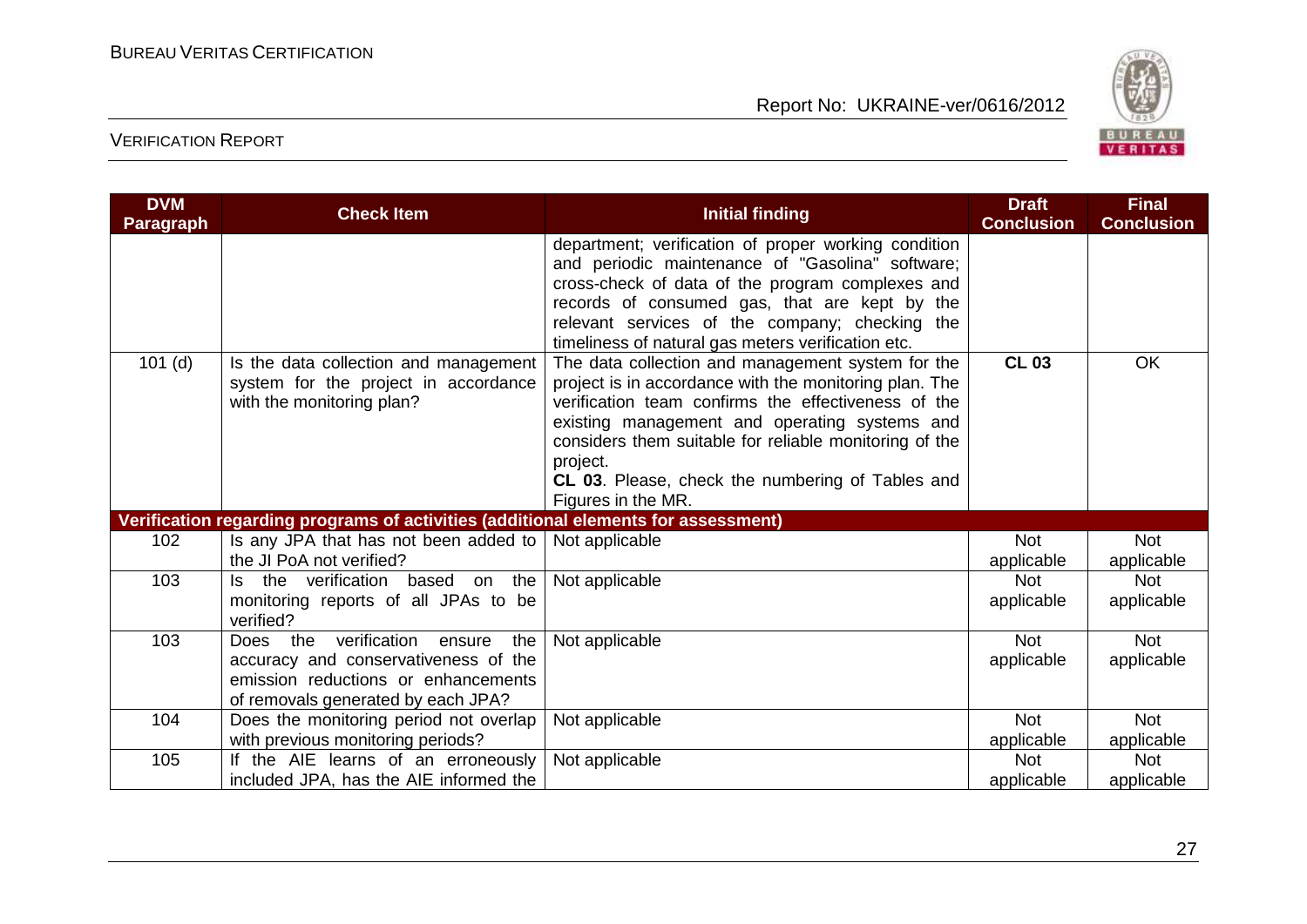| DVM Paragraph | Check Item | Initial finding | Draft Conclusion | Final Conclusion |
|---|---|---|---|---|
| | | department; verification of proper working condition and periodic maintenance of "Gasolina" software; cross-check of data of the program complexes and records of consumed gas, that are kept by the relevant services of the company; checking the timeliness of natural gas meters verification etc. | | |
| 101 (d) | Is the data collection and management system for the project in accordance with the monitoring plan? | The data collection and management system for the project is in accordance with the monitoring plan. The verification team confirms the effectiveness of the existing management and operating systems and considers them suitable for reliable monitoring of the project.<br>**CL 03**. Please, check the numbering of Tables and Figures in the MR. | **CL 03** | OK |
| **Verification regarding programs of activities (additional elements for assessment)** | | | | |
| 102 | Is any JPA that has not been added to the JI PoA not verified? | Not applicable | Not applicable | Not applicable |
| 103 | Is the verification based on the monitoring reports of all JPAs to be verified? | Not applicable | Not applicable | Not applicable |
| 103 | Does the verification ensure the accuracy and conservativeness of the emission reductions or enhancements of removals generated by each JPA? | Not applicable | Not applicable | Not applicable |
| 104 | Does the monitoring period not overlap with previous monitoring periods? | Not applicable | Not applicable | Not applicable |
| 105 | If the AIE learns of an erroneously included JPA, has the AIE informed the | Not applicable | Not applicable | Not applicable |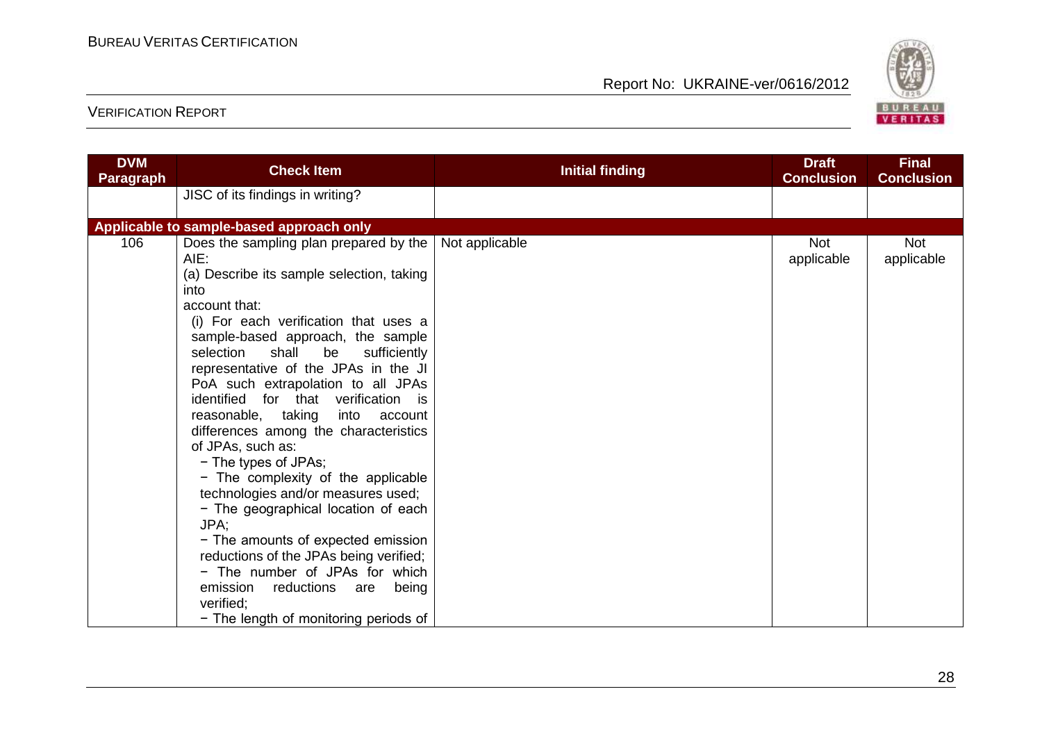| DVM Paragraph | Check Item | Initial finding | Draft Conclusion | Final Conclusion |
|---|---|---|---|---|
| | JISC of its findings in writing? | | | |
| **Applicable to sample-based approach only** | | | | |
| 106 | Does the sampling plan prepared by the AIE:<br>(a) Describe its sample selection, taking into account that:<br>(i) For each verification that uses a sample-based approach, the sample selection shall be sufficiently representative of the JPAs in the JI PoA such extrapolation to all JPAs identified for that verification is reasonable, taking into account differences among the characteristics of JPAs, such as:<br>− The types of JPAs;<br>− The complexity of the applicable technologies and/or measures used;<br>− The geographical location of each JPA;<br>− The amounts of expected emission reductions of the JPAs being verified;<br>− The number of JPAs for which emission reductions are being verified;<br>− The length of monitoring periods of | Not applicable | Not applicable | Not applicable |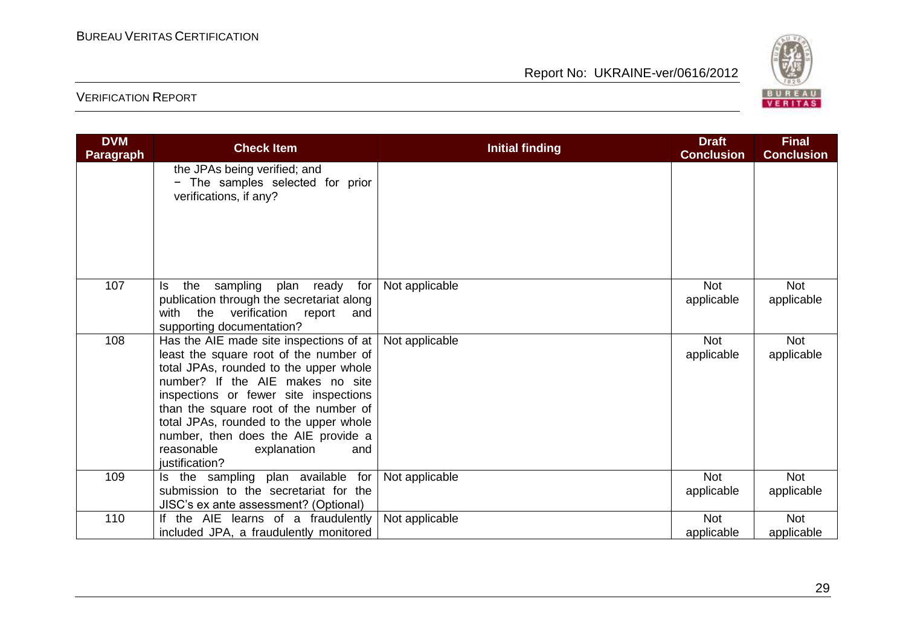| DVM Paragraph | Check Item | Initial finding | Draft Conclusion | Final Conclusion |
|---|---|---|---|---|
| | the JPAs being verified; and<br>− The samples selected for prior verifications, if any? | | | |
| 107 | Is the sampling plan ready for publication through the secretariat along with the verification report and supporting documentation? | Not applicable | Not applicable | Not applicable |
| 108 | Has the AIE made site inspections of at least the square root of the number of total JPAs, rounded to the upper whole number? If the AIE makes no site inspections or fewer site inspections than the square root of the number of total JPAs, rounded to the upper whole number, then does the AIE provide a reasonable explanation and justification? | Not applicable | Not applicable | Not applicable |
| 109 | Is the sampling plan available for submission to the secretariat for the JISC's ex ante assessment? (Optional) | Not applicable | Not applicable | Not applicable |
| 110 | If the AIE learns of a fraudulently included JPA, a fraudulently monitored | Not applicable | Not applicable | Not applicable |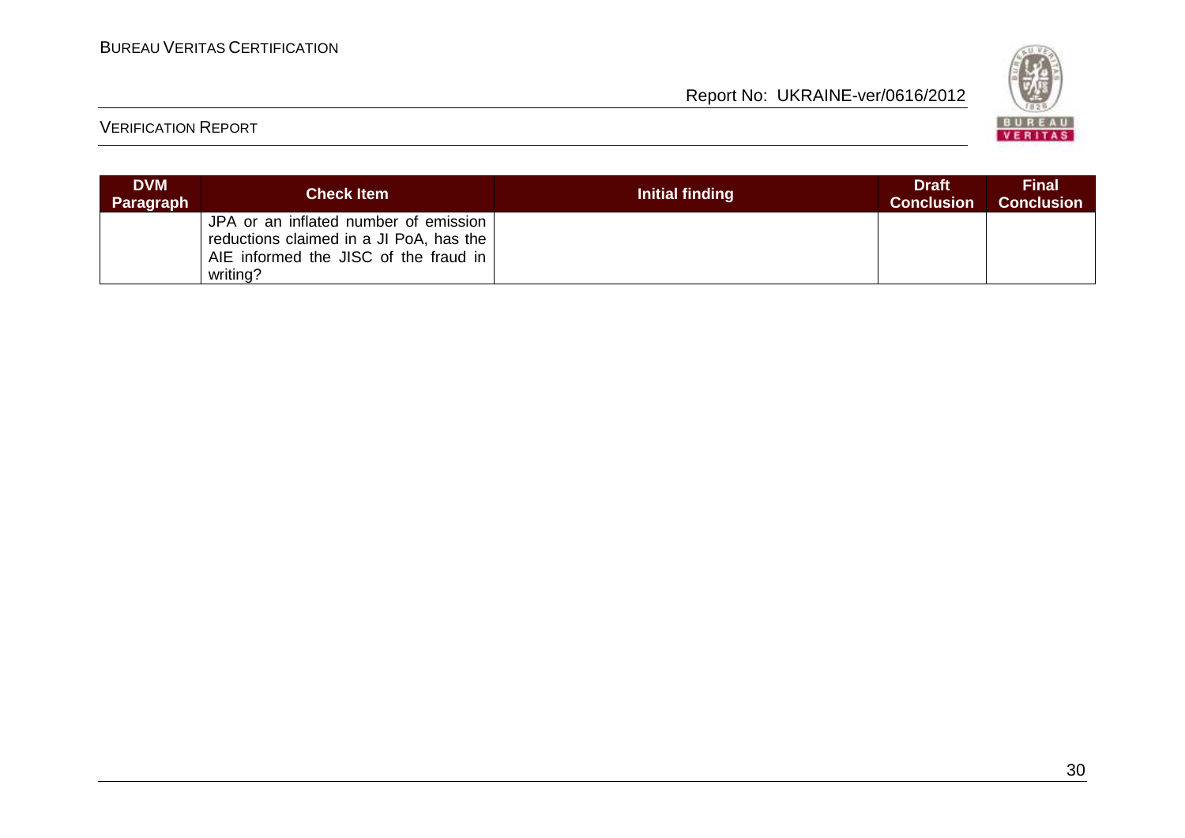| DVM Paragraph | Check Item | Initial finding | Draft Conclusion | Final Conclusion |
|---|---|---|---|---|
| | JPA or an inflated number of emission reductions claimed in a JI PoA, has the AIE informed the JISC of the fraud in writing? | | | |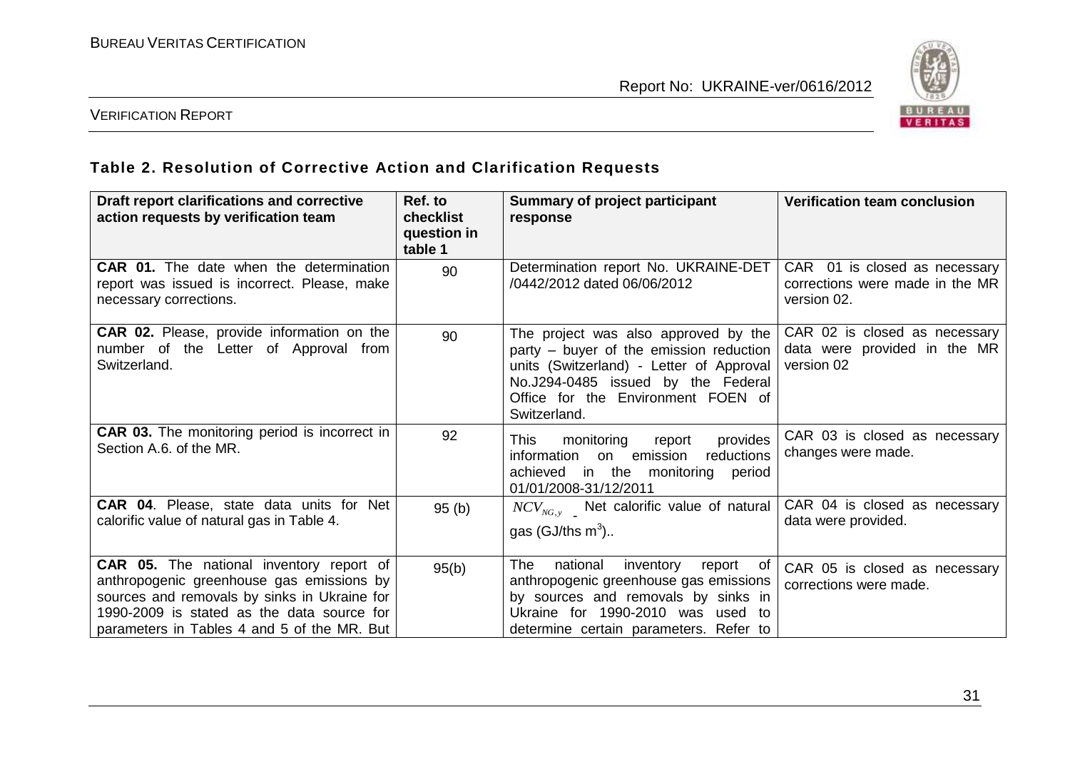## Table 2. Resolution of Corrective Action and Clarification Requests

| Draft report clarifications and corrective action requests by verification team | Ref. to checklist question in table 1 | Summary of project participant response | Verification team conclusion |
|---|---|---|---|
| **CAR 01.** The date when the determination report was issued is incorrect. Please, make necessary corrections. | 90 | Determination report No. UKRAINE-DET /0442/2012 dated 06/06/2012 | CAR 01 is closed as necessary corrections were made in the MR version 02. |
| **CAR 02.** Please, provide information on the number of the Letter of Approval from Switzerland. | 90 | The project was also approved by the party – buyer of the emission reduction units (Switzerland) - Letter of Approval No.J294-0485 issued by the Federal Office for the Environment FOEN of Switzerland. | CAR 02 is closed as necessary data were provided in the MR version 02 |
| **CAR 03.** The monitoring period is incorrect in Section A.6. of the MR. | 92 | This monitoring report provides information on emission reductions achieved in the monitoring period 01/01/2008-31/12/2011 | CAR 03 is closed as necessary changes were made. |
| **CAR 04**. Please, state data units for Net calorific value of natural gas in Table 4. | 95 (b) | $NCV_{NG,y}$ - Net calorific value of natural gas (GJ/ths $m^3$).. | CAR 04 is closed as necessary data were provided. |
| **CAR 05.** The national inventory report of anthropogenic greenhouse gas emissions by sources and removals by sinks in Ukraine for 1990-2009 is stated as the data source for parameters in Tables 4 and 5 of the MR. But | 95(b) | The national inventory report of anthropogenic greenhouse gas emissions by sources and removals by sinks in Ukraine for 1990-2010 was used to determine certain parameters. Refer to | CAR 05 is closed as necessary corrections were made. |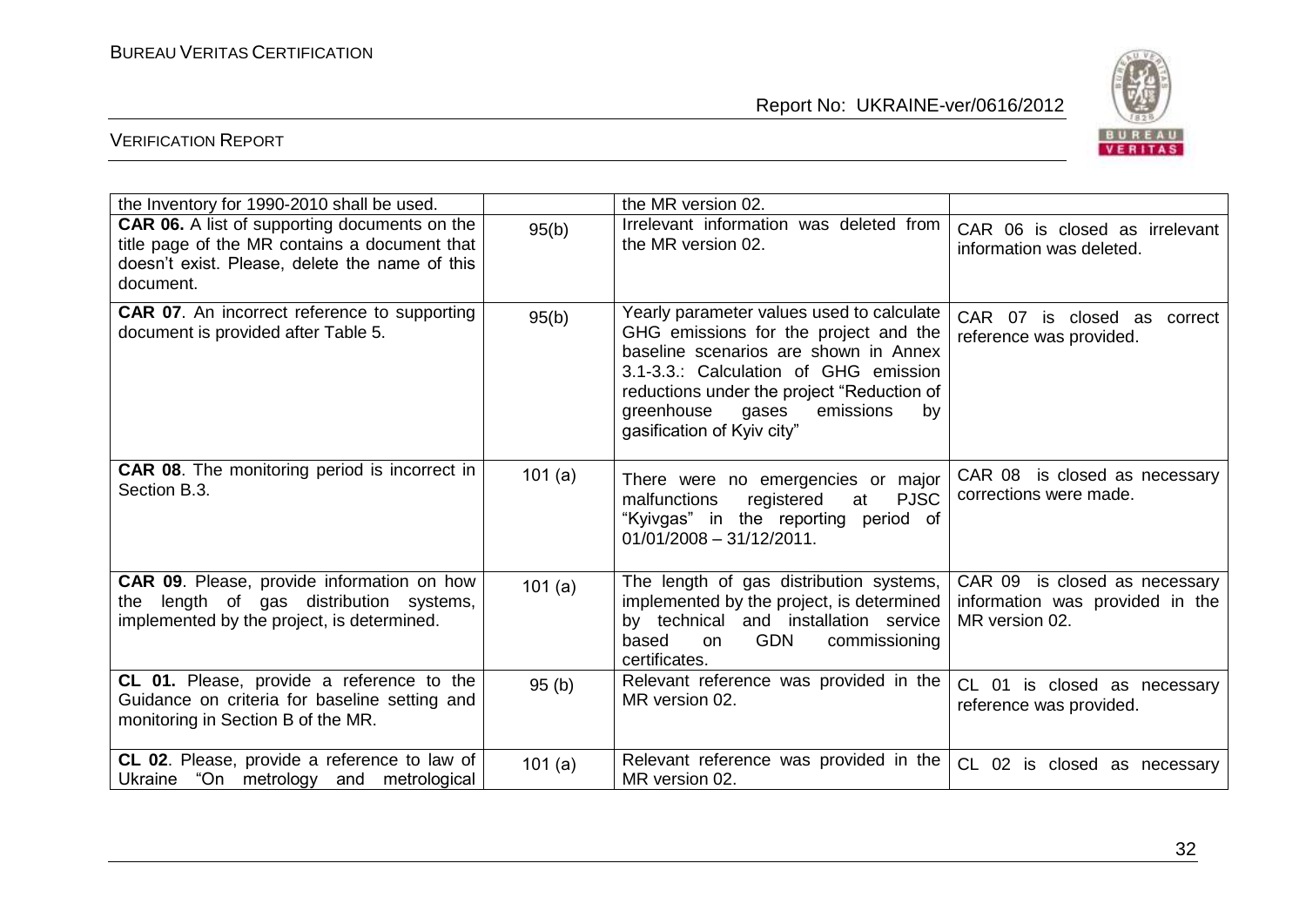| | | | |
|---|---|---|---|
| the Inventory for 1990-2010 shall be used. | | the MR version 02. | |
| **CAR 06.** A list of supporting documents on the title page of the MR contains a document that doesn't exist. Please, delete the name of this document. | 95(b) | Irrelevant information was deleted from the MR version 02. | CAR 06 is closed as irrelevant information was deleted. |
| **CAR 07**. An incorrect reference to supporting document is provided after Table 5. | 95(b) | Yearly parameter values used to calculate GHG emissions for the project and the baseline scenarios are shown in Annex 3.1-3.3.: Calculation of GHG emission reductions under the project "Reduction of greenhouse gases emissions by gasification of Kyiv city" | CAR 07 is closed as correct reference was provided. |
| **CAR 08**. The monitoring period is incorrect in Section B.3. | 101 (a) | There were no emergencies or major malfunctions registered at PJSC "Kyivgas" in the reporting period of 01/01/2008 – 31/12/2011. | CAR 08 is closed as necessary corrections were made. |
| **CAR 09**. Please, provide information on how the length of gas distribution systems, implemented by the project, is determined. | 101 (a) | The length of gas distribution systems, implemented by the project, is determined by technical and installation service based on GDN commissioning certificates. | CAR 09 is closed as necessary information was provided in the MR version 02. |
| **CL 01.** Please, provide a reference to the Guidance on criteria for baseline setting and monitoring in Section B of the MR. | 95 (b) | Relevant reference was provided in the MR version 02. | CL 01 is closed as necessary reference was provided. |
| **CL 02**. Please, provide a reference to law of Ukraine "On metrology and metrological | 101 (a) | Relevant reference was provided in the MR version 02. | CL 02 is closed as necessary |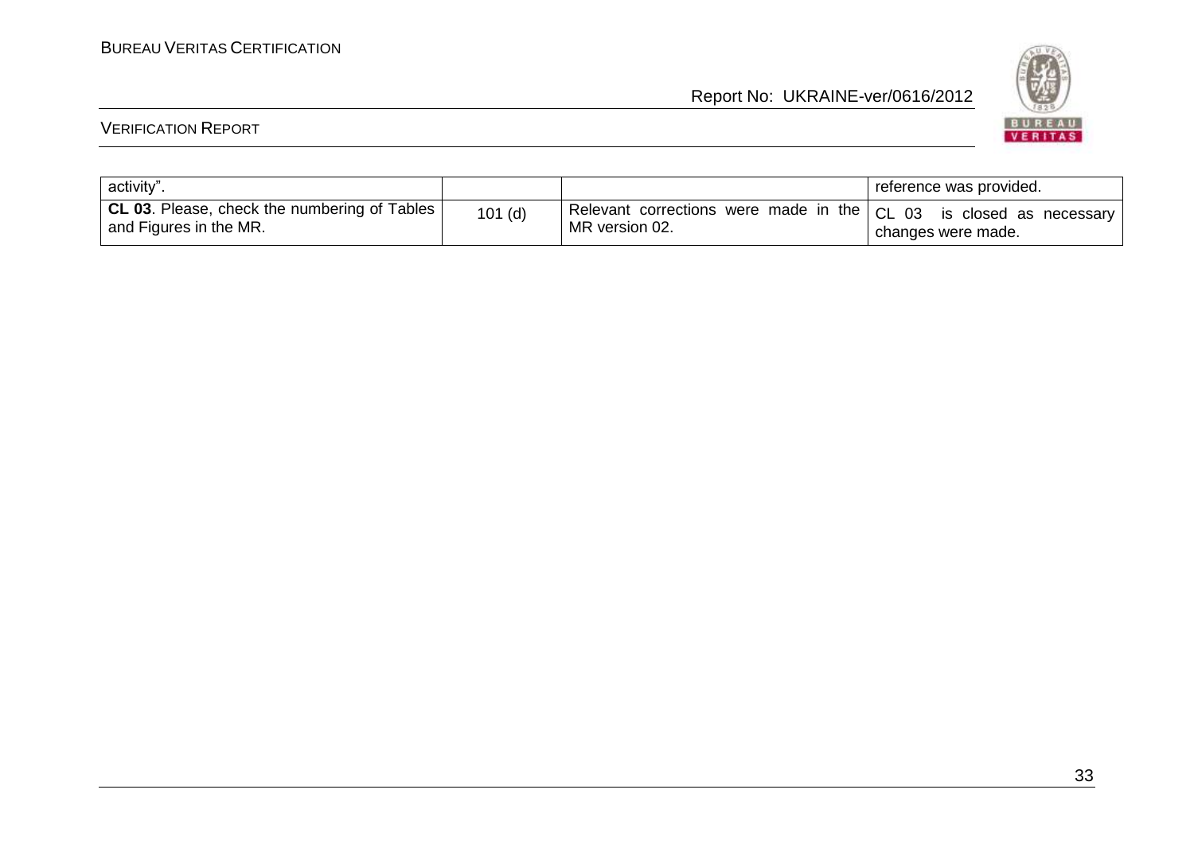| | | | |
|---|---|---|---|
| activity". | | | reference was provided. |
| **CL 03**. Please, check the numbering of Tables and Figures in the MR. | 101 (d) | Relevant corrections were made in the MR version 02. | CL 03 is closed as necessary changes were made. |